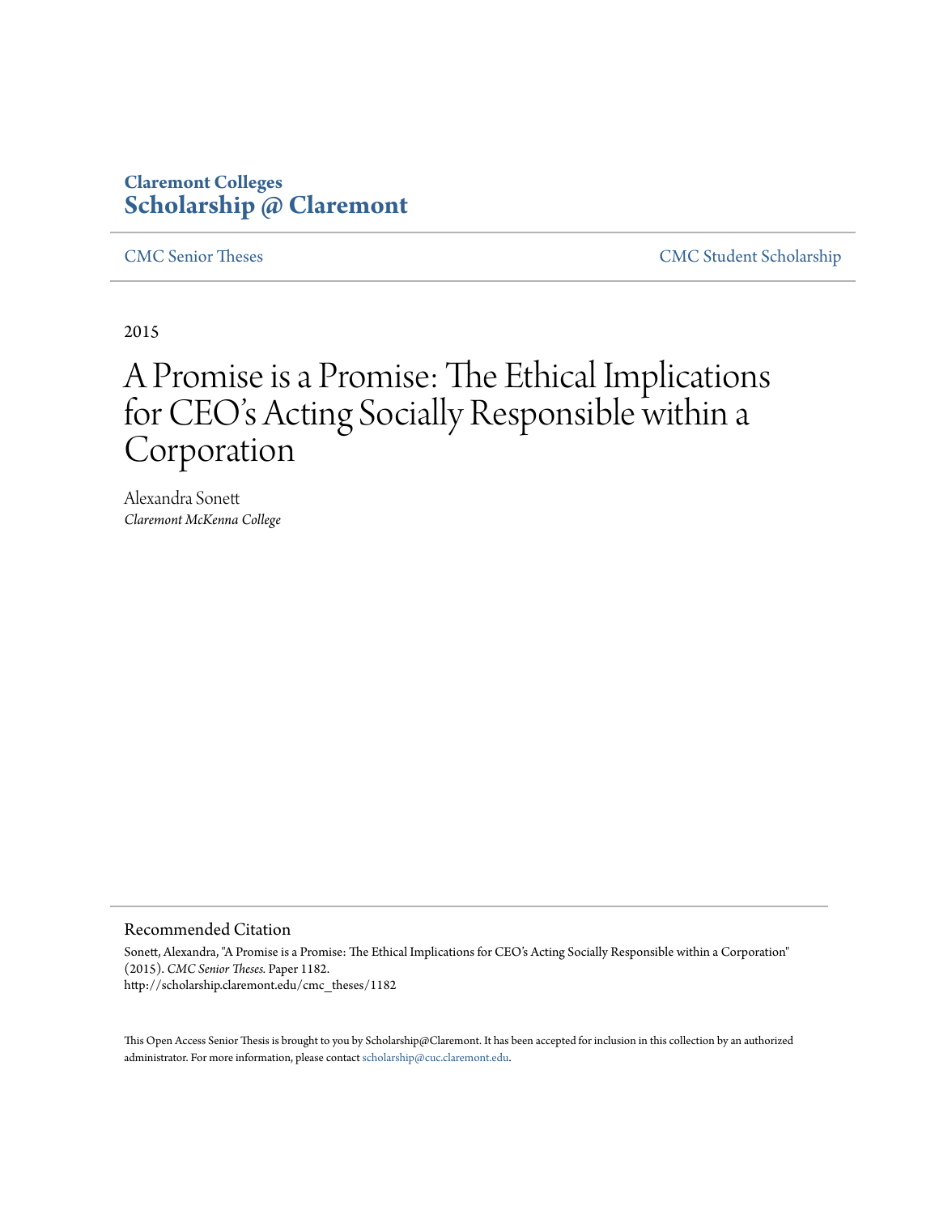Claremont Colleges
**Scholarship @ Claremont**

CMC Senior Theses | CMC Student Scholarship

2015

# A Promise is a Promise: The Ethical Implications for CEO's Acting Socially Responsible within a Corporation

Alexandra Sonett
*Claremont McKenna College*

## Recommended Citation

Sonett, Alexandra, "A Promise is a Promise: The Ethical Implications for CEO's Acting Socially Responsible within a Corporation" (2015). *CMC Senior Theses.* Paper 1182.
http://scholarship.claremont.edu/cmc_theses/1182

This Open Access Senior Thesis is brought to you by Scholarship@Claremont. It has been accepted for inclusion in this collection by an authorized administrator. For more information, please contact scholarship@cuc.claremont.edu.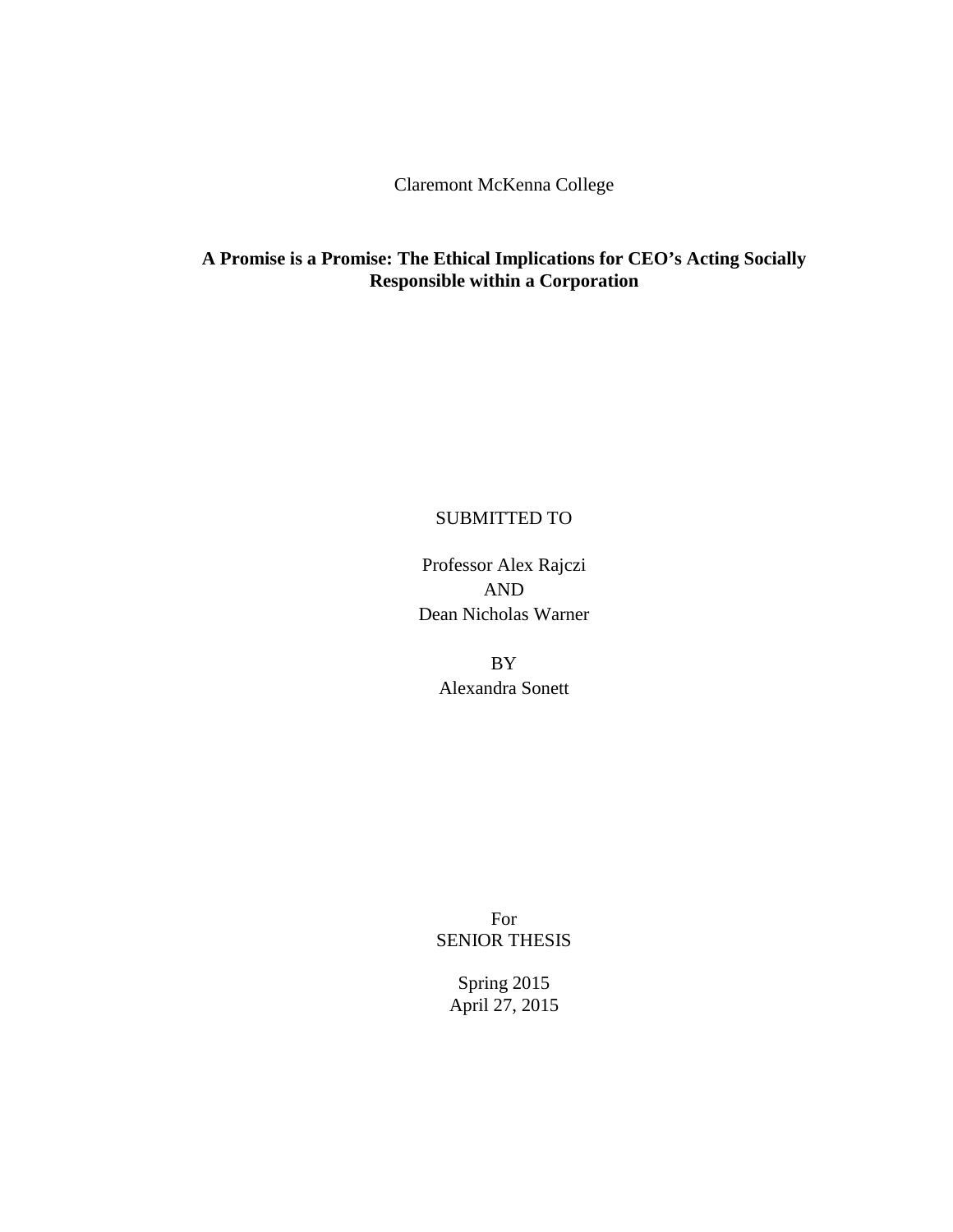Claremont McKenna College

**A Promise is a Promise: The Ethical Implications for CEO's Acting Socially Responsible within a Corporation**

SUBMITTED TO

Professor Alex Rajczi
AND
Dean Nicholas Warner

BY
Alexandra Sonett

For
SENIOR THESIS

Spring 2015
April 27, 2015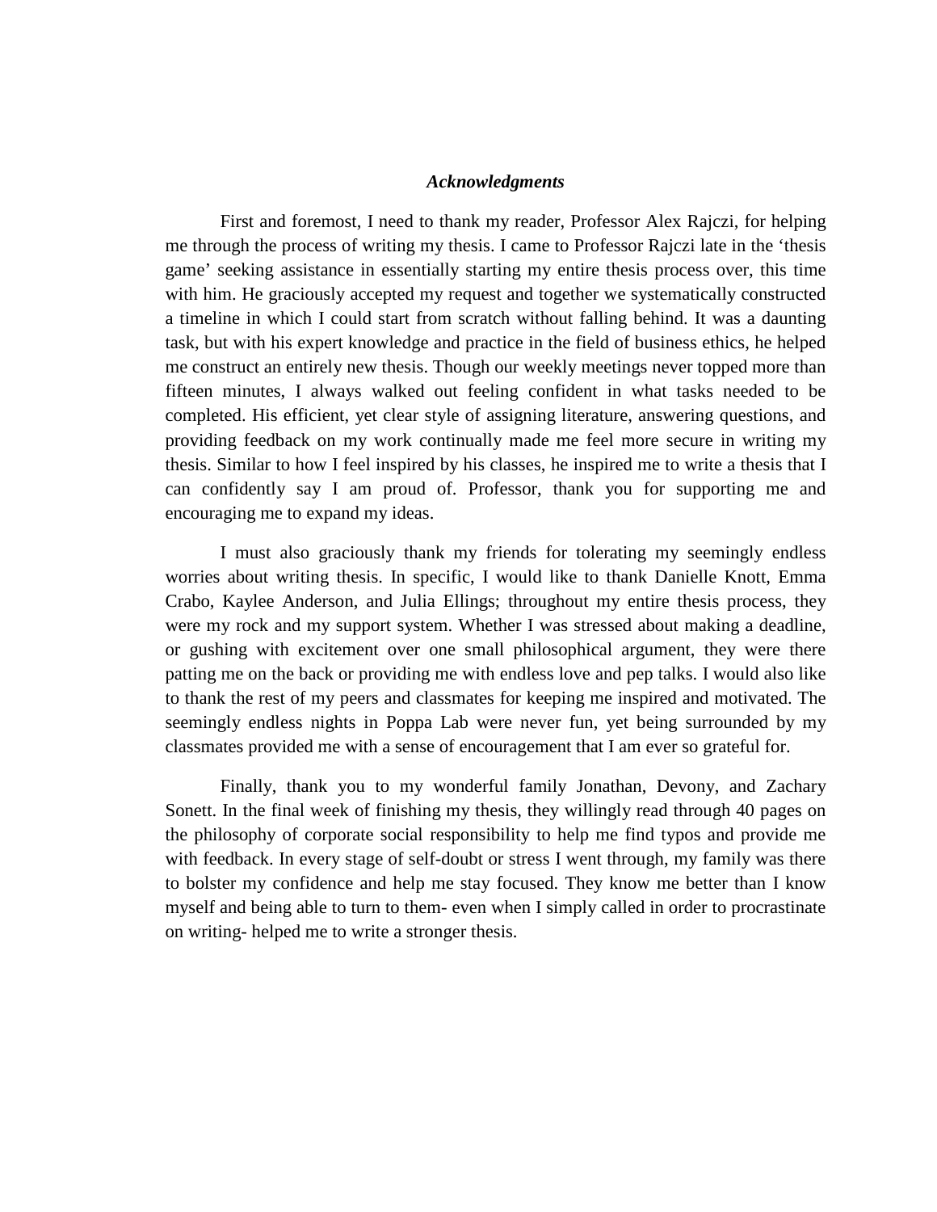## *Acknowledgments*

First and foremost, I need to thank my reader, Professor Alex Rajczi, for helping me through the process of writing my thesis. I came to Professor Rajczi late in the 'thesis game' seeking assistance in essentially starting my entire thesis process over, this time with him. He graciously accepted my request and together we systematically constructed a timeline in which I could start from scratch without falling behind. It was a daunting task, but with his expert knowledge and practice in the field of business ethics, he helped me construct an entirely new thesis. Though our weekly meetings never topped more than fifteen minutes, I always walked out feeling confident in what tasks needed to be completed. His efficient, yet clear style of assigning literature, answering questions, and providing feedback on my work continually made me feel more secure in writing my thesis. Similar to how I feel inspired by his classes, he inspired me to write a thesis that I can confidently say I am proud of. Professor, thank you for supporting me and encouraging me to expand my ideas.

I must also graciously thank my friends for tolerating my seemingly endless worries about writing thesis. In specific, I would like to thank Danielle Knott, Emma Crabo, Kaylee Anderson, and Julia Ellings; throughout my entire thesis process, they were my rock and my support system. Whether I was stressed about making a deadline, or gushing with excitement over one small philosophical argument, they were there patting me on the back or providing me with endless love and pep talks. I would also like to thank the rest of my peers and classmates for keeping me inspired and motivated. The seemingly endless nights in Poppa Lab were never fun, yet being surrounded by my classmates provided me with a sense of encouragement that I am ever so grateful for.

Finally, thank you to my wonderful family Jonathan, Devony, and Zachary Sonett. In the final week of finishing my thesis, they willingly read through 40 pages on the philosophy of corporate social responsibility to help me find typos and provide me with feedback. In every stage of self-doubt or stress I went through, my family was there to bolster my confidence and help me stay focused. They know me better than I know myself and being able to turn to them- even when I simply called in order to procrastinate on writing- helped me to write a stronger thesis.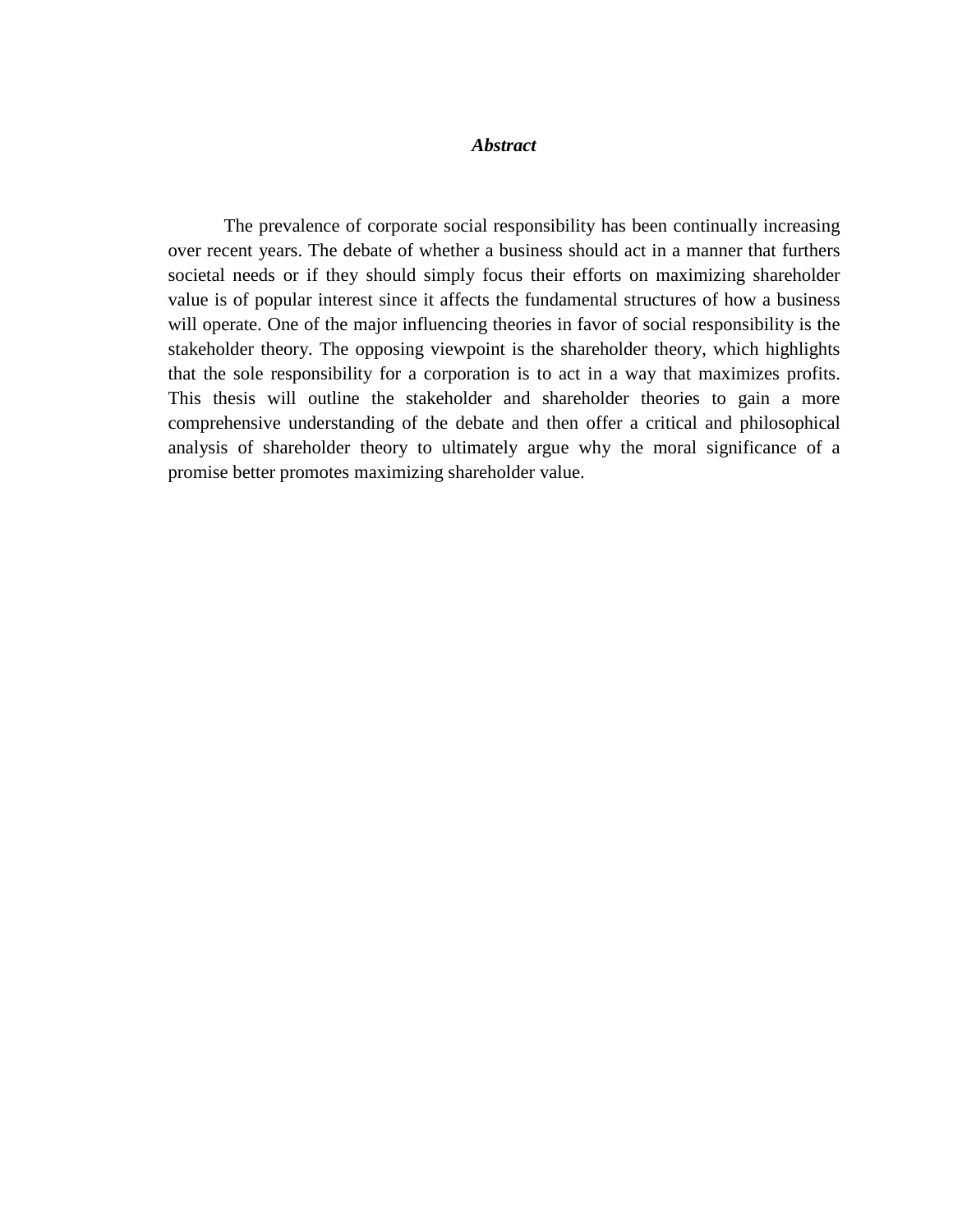# *Abstract*

The prevalence of corporate social responsibility has been continually increasing over recent years. The debate of whether a business should act in a manner that furthers societal needs or if they should simply focus their efforts on maximizing shareholder value is of popular interest since it affects the fundamental structures of how a business will operate. One of the major influencing theories in favor of social responsibility is the stakeholder theory. The opposing viewpoint is the shareholder theory, which highlights that the sole responsibility for a corporation is to act in a way that maximizes profits. This thesis will outline the stakeholder and shareholder theories to gain a more comprehensive understanding of the debate and then offer a critical and philosophical analysis of shareholder theory to ultimately argue why the moral significance of a promise better promotes maximizing shareholder value.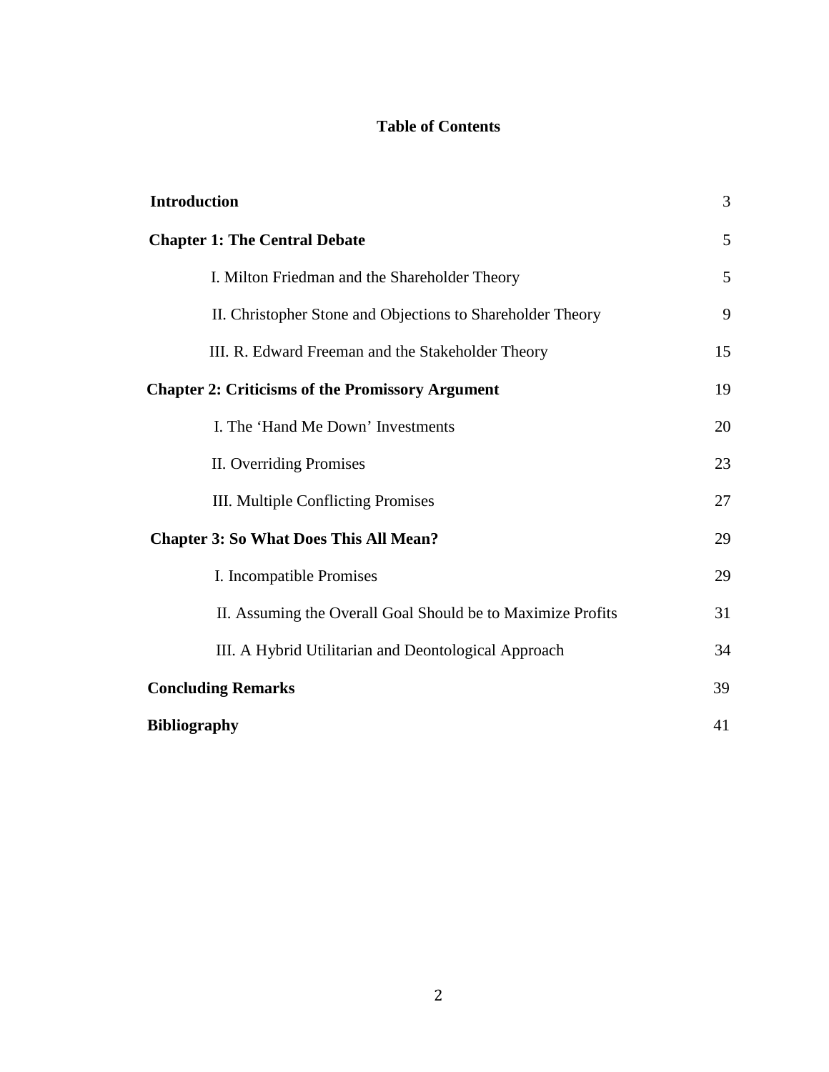# Table of Contents

| | |
|---|---|
| **Introduction** | 3 |
| **Chapter 1: The Central Debate** | 5 |
| I. Milton Friedman and the Shareholder Theory | 5 |
| II. Christopher Stone and Objections to Shareholder Theory | 9 |
| III. R. Edward Freeman and the Stakeholder Theory | 15 |
| **Chapter 2: Criticisms of the Promissory Argument** | 19 |
| I. The 'Hand Me Down' Investments | 20 |
| II. Overriding Promises | 23 |
| III. Multiple Conflicting Promises | 27 |
| **Chapter 3: So What Does This All Mean?** | 29 |
| I. Incompatible Promises | 29 |
| II. Assuming the Overall Goal Should be to Maximize Profits | 31 |
| III. A Hybrid Utilitarian and Deontological Approach | 34 |
| **Concluding Remarks** | 39 |
| **Bibliography** | 41 |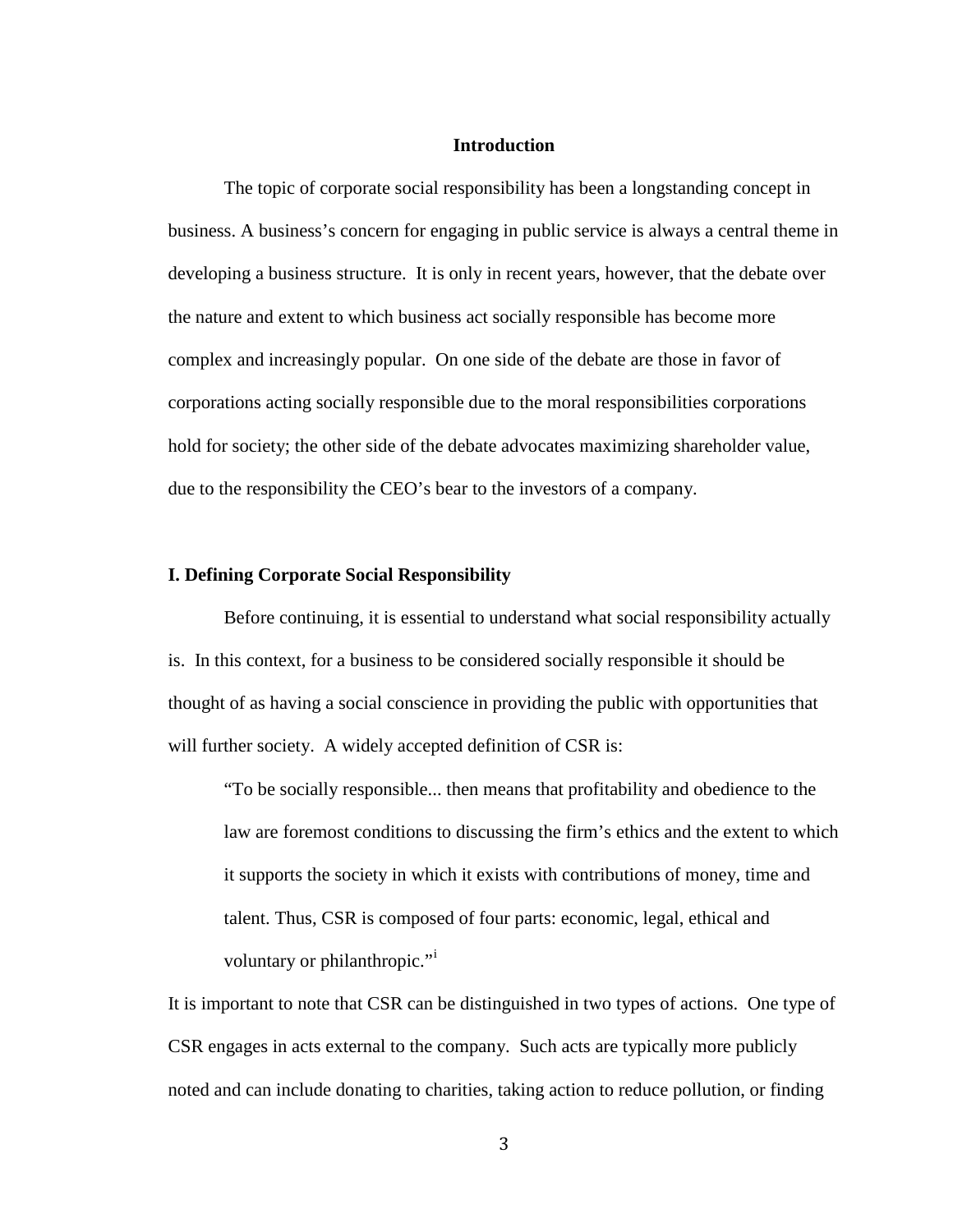## Introduction

The topic of corporate social responsibility has been a longstanding concept in business. A business's concern for engaging in public service is always a central theme in developing a business structure. It is only in recent years, however, that the debate over the nature and extent to which business act socially responsible has become more complex and increasingly popular. On one side of the debate are those in favor of corporations acting socially responsible due to the moral responsibilities corporations hold for society; the other side of the debate advocates maximizing shareholder value, due to the responsibility the CEO's bear to the investors of a company.

### I. Defining Corporate Social Responsibility

Before continuing, it is essential to understand what social responsibility actually is. In this context, for a business to be considered socially responsible it should be thought of as having a social conscience in providing the public with opportunities that will further society. A widely accepted definition of CSR is:

> "To be socially responsible... then means that profitability and obedience to the law are foremost conditions to discussing the firm's ethics and the extent to which it supports the society in which it exists with contributions of money, time and talent. Thus, CSR is composed of four parts: economic, legal, ethical and voluntary or philanthropic."[i]

It is important to note that CSR can be distinguished in two types of actions. One type of CSR engages in acts external to the company. Such acts are typically more publicly noted and can include donating to charities, taking action to reduce pollution, or finding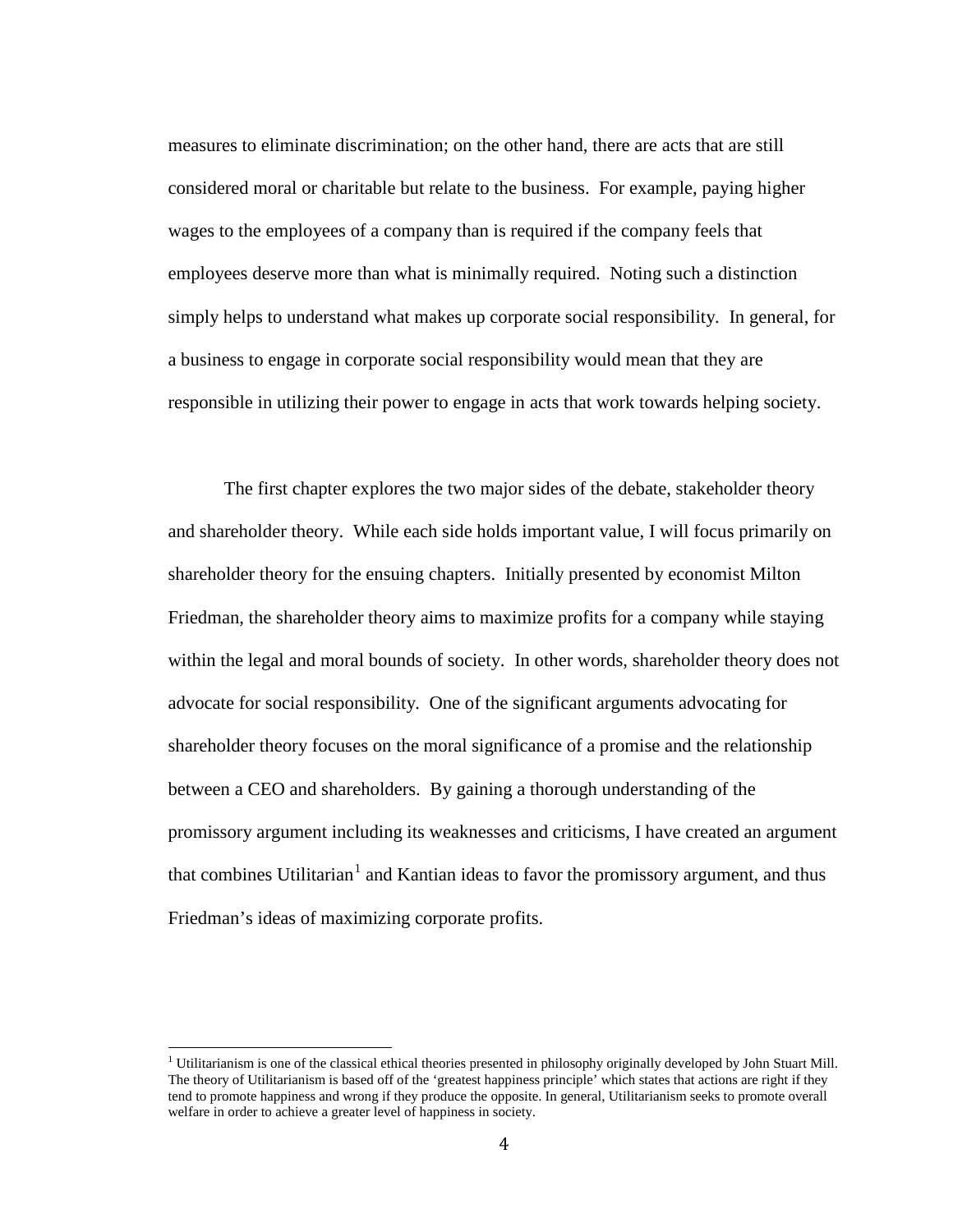measures to eliminate discrimination; on the other hand, there are acts that are still considered moral or charitable but relate to the business. For example, paying higher wages to the employees of a company than is required if the company feels that employees deserve more than what is minimally required. Noting such a distinction simply helps to understand what makes up corporate social responsibility. In general, for a business to engage in corporate social responsibility would mean that they are responsible in utilizing their power to engage in acts that work towards helping society.

The first chapter explores the two major sides of the debate, stakeholder theory and shareholder theory. While each side holds important value, I will focus primarily on shareholder theory for the ensuing chapters. Initially presented by economist Milton Friedman, the shareholder theory aims to maximize profits for a company while staying within the legal and moral bounds of society. In other words, shareholder theory does not advocate for social responsibility. One of the significant arguments advocating for shareholder theory focuses on the moral significance of a promise and the relationship between a CEO and shareholders. By gaining a thorough understanding of the promissory argument including its weaknesses and criticisms, I have created an argument that combines Utilitarian[1] and Kantian ideas to favor the promissory argument, and thus Friedman's ideas of maximizing corporate profits.

[1] Utilitarianism is one of the classical ethical theories presented in philosophy originally developed by John Stuart Mill. The theory of Utilitarianism is based off of the 'greatest happiness principle' which states that actions are right if they tend to promote happiness and wrong if they produce the opposite. In general, Utilitarianism seeks to promote overall welfare in order to achieve a greater level of happiness in society.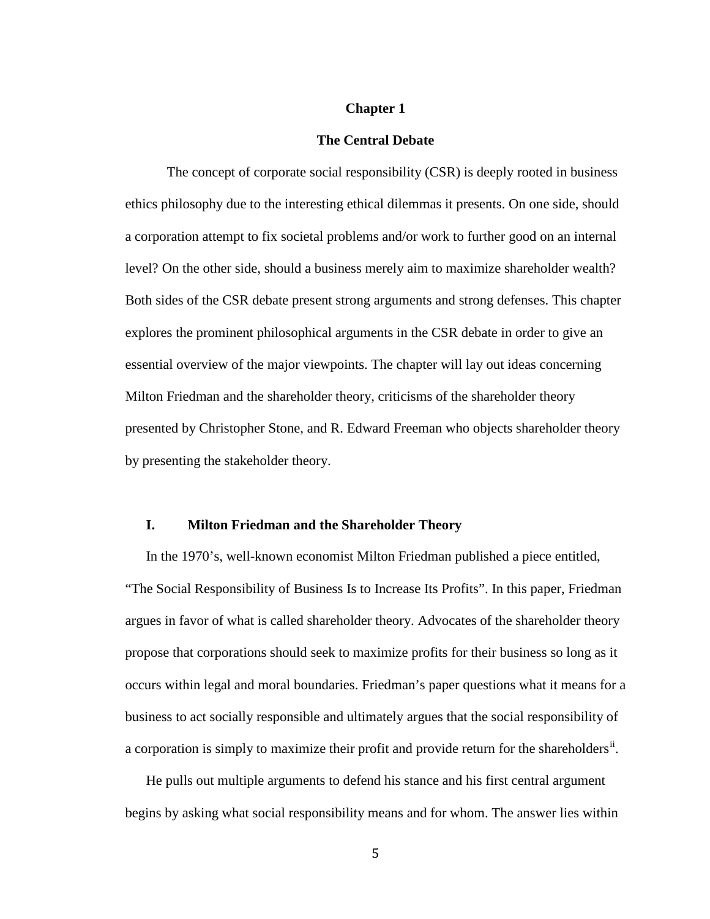# Chapter 1

## The Central Debate

The concept of corporate social responsibility (CSR) is deeply rooted in business ethics philosophy due to the interesting ethical dilemmas it presents. On one side, should a corporation attempt to fix societal problems and/or work to further good on an internal level? On the other side, should a business merely aim to maximize shareholder wealth? Both sides of the CSR debate present strong arguments and strong defenses. This chapter explores the prominent philosophical arguments in the CSR debate in order to give an essential overview of the major viewpoints. The chapter will lay out ideas concerning Milton Friedman and the shareholder theory, criticisms of the shareholder theory presented by Christopher Stone, and R. Edward Freeman who objects shareholder theory by presenting the stakeholder theory.

### I. Milton Friedman and the Shareholder Theory

In the 1970's, well-known economist Milton Friedman published a piece entitled, "The Social Responsibility of Business Is to Increase Its Profits". In this paper, Friedman argues in favor of what is called shareholder theory. Advocates of the shareholder theory propose that corporations should seek to maximize profits for their business so long as it occurs within legal and moral boundaries. Friedman's paper questions what it means for a business to act socially responsible and ultimately argues that the social responsibility of a corporation is simply to maximize their profit and provide return for the shareholders[ii].

He pulls out multiple arguments to defend his stance and his first central argument begins by asking what social responsibility means and for whom. The answer lies within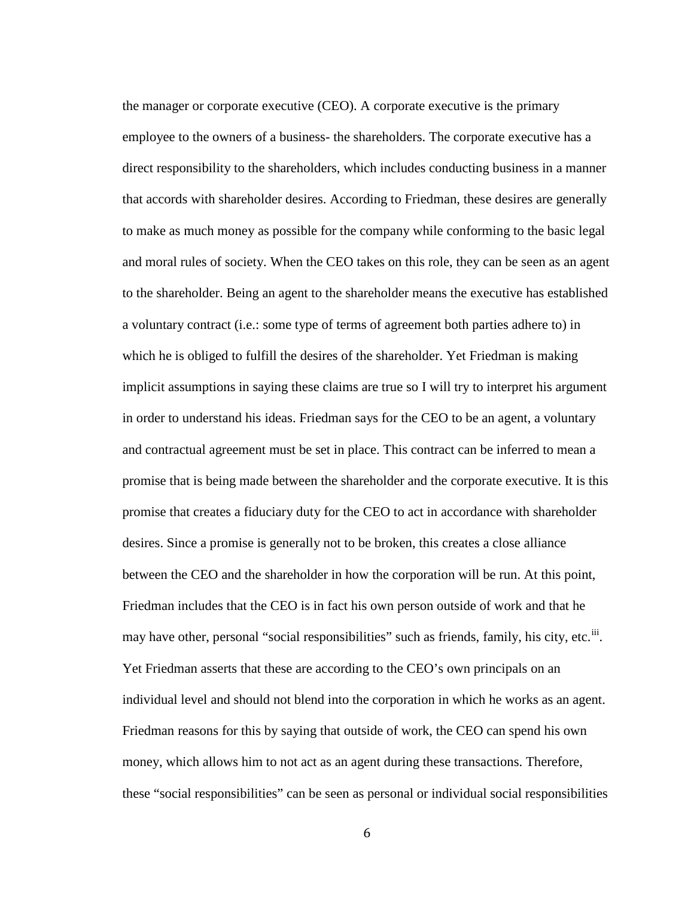the manager or corporate executive (CEO). A corporate executive is the primary employee to the owners of a business- the shareholders. The corporate executive has a direct responsibility to the shareholders, which includes conducting business in a manner that accords with shareholder desires. According to Friedman, these desires are generally to make as much money as possible for the company while conforming to the basic legal and moral rules of society. When the CEO takes on this role, they can be seen as an agent to the shareholder. Being an agent to the shareholder means the executive has established a voluntary contract (i.e.: some type of terms of agreement both parties adhere to) in which he is obliged to fulfill the desires of the shareholder. Yet Friedman is making implicit assumptions in saying these claims are true so I will try to interpret his argument in order to understand his ideas. Friedman says for the CEO to be an agent, a voluntary and contractual agreement must be set in place. This contract can be inferred to mean a promise that is being made between the shareholder and the corporate executive. It is this promise that creates a fiduciary duty for the CEO to act in accordance with shareholder desires. Since a promise is generally not to be broken, this creates a close alliance between the CEO and the shareholder in how the corporation will be run. At this point, Friedman includes that the CEO is in fact his own person outside of work and that he may have other, personal "social responsibilities" such as friends, family, his city, etc.[iii]. Yet Friedman asserts that these are according to the CEO's own principals on an individual level and should not blend into the corporation in which he works as an agent. Friedman reasons for this by saying that outside of work, the CEO can spend his own money, which allows him to not act as an agent during these transactions. Therefore, these "social responsibilities" can be seen as personal or individual social responsibilities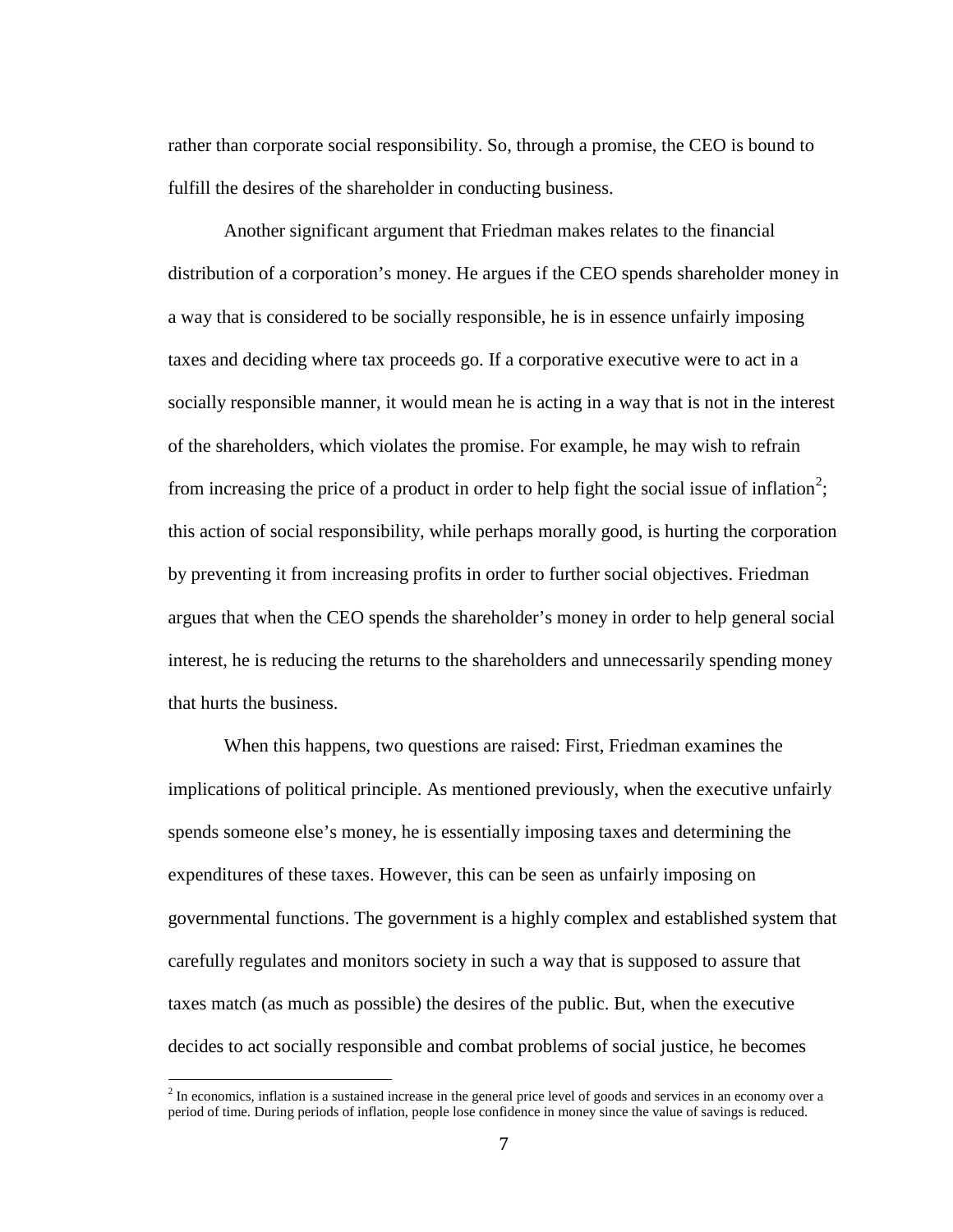rather than corporate social responsibility. So, through a promise, the CEO is bound to fulfill the desires of the shareholder in conducting business.

Another significant argument that Friedman makes relates to the financial distribution of a corporation's money. He argues if the CEO spends shareholder money in a way that is considered to be socially responsible, he is in essence unfairly imposing taxes and deciding where tax proceeds go. If a corporative executive were to act in a socially responsible manner, it would mean he is acting in a way that is not in the interest of the shareholders, which violates the promise. For example, he may wish to refrain from increasing the price of a product in order to help fight the social issue of inflation[2]; this action of social responsibility, while perhaps morally good, is hurting the corporation by preventing it from increasing profits in order to further social objectives. Friedman argues that when the CEO spends the shareholder's money in order to help general social interest, he is reducing the returns to the shareholders and unnecessarily spending money that hurts the business.

When this happens, two questions are raised: First, Friedman examines the implications of political principle. As mentioned previously, when the executive unfairly spends someone else's money, he is essentially imposing taxes and determining the expenditures of these taxes. However, this can be seen as unfairly imposing on governmental functions. The government is a highly complex and established system that carefully regulates and monitors society in such a way that is supposed to assure that taxes match (as much as possible) the desires of the public. But, when the executive decides to act socially responsible and combat problems of social justice, he becomes

[2] In economics, inflation is a sustained increase in the general price level of goods and services in an economy over a period of time. During periods of inflation, people lose confidence in money since the value of savings is reduced.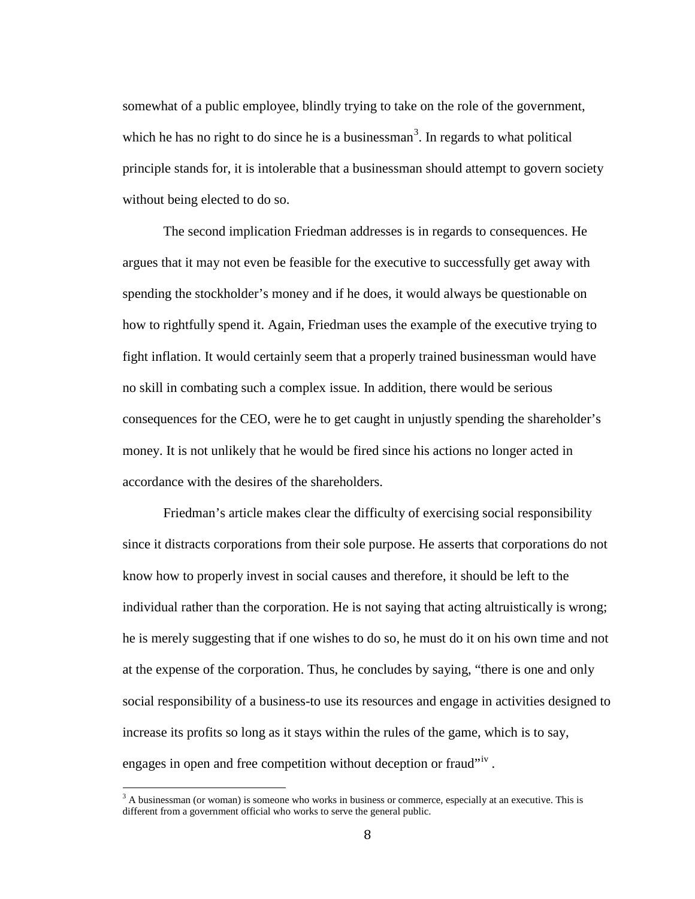somewhat of a public employee, blindly trying to take on the role of the government, which he has no right to do since he is a businessman[3]. In regards to what political principle stands for, it is intolerable that a businessman should attempt to govern society without being elected to do so.

The second implication Friedman addresses is in regards to consequences. He argues that it may not even be feasible for the executive to successfully get away with spending the stockholder's money and if he does, it would always be questionable on how to rightfully spend it. Again, Friedman uses the example of the executive trying to fight inflation. It would certainly seem that a properly trained businessman would have no skill in combating such a complex issue. In addition, there would be serious consequences for the CEO, were he to get caught in unjustly spending the shareholder's money. It is not unlikely that he would be fired since his actions no longer acted in accordance with the desires of the shareholders.

Friedman's article makes clear the difficulty of exercising social responsibility since it distracts corporations from their sole purpose. He asserts that corporations do not know how to properly invest in social causes and therefore, it should be left to the individual rather than the corporation. He is not saying that acting altruistically is wrong; he is merely suggesting that if one wishes to do so, he must do it on his own time and not at the expense of the corporation. Thus, he concludes by saying, "there is one and only social responsibility of a business-to use its resources and engage in activities designed to increase its profits so long as it stays within the rules of the game, which is to say, engages in open and free competition without deception or fraud"[iv] .

---

[3] A businessman (or woman) is someone who works in business or commerce, especially at an executive. This is different from a government official who works to serve the general public.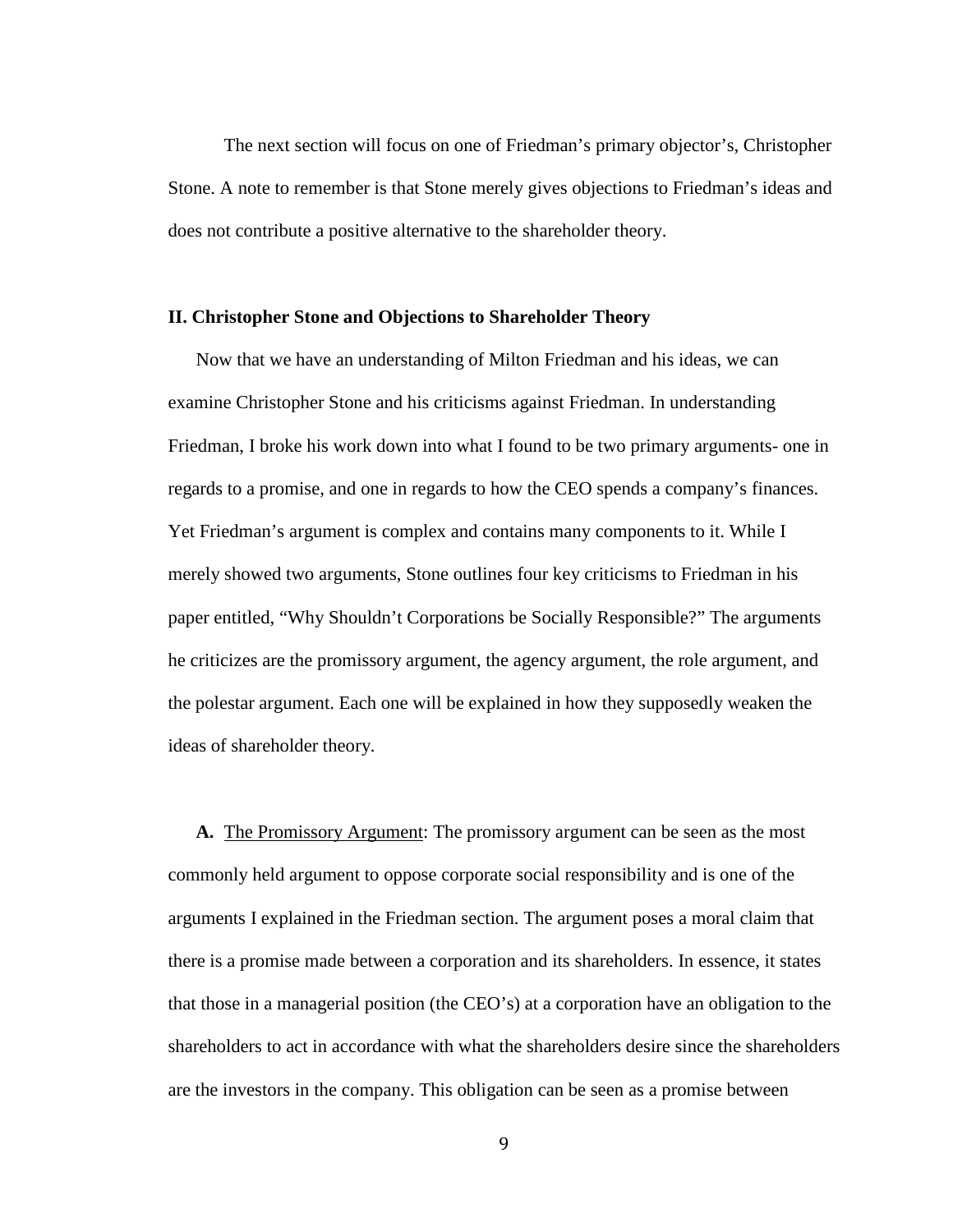The next section will focus on one of Friedman's primary objector's, Christopher Stone. A note to remember is that Stone merely gives objections to Friedman's ideas and does not contribute a positive alternative to the shareholder theory.

## II. Christopher Stone and Objections to Shareholder Theory

Now that we have an understanding of Milton Friedman and his ideas, we can examine Christopher Stone and his criticisms against Friedman. In understanding Friedman, I broke his work down into what I found to be two primary arguments- one in regards to a promise, and one in regards to how the CEO spends a company's finances. Yet Friedman's argument is complex and contains many components to it. While I merely showed two arguments, Stone outlines four key criticisms to Friedman in his paper entitled, "Why Shouldn't Corporations be Socially Responsible?" The arguments he criticizes are the promissory argument, the agency argument, the role argument, and the polestar argument. Each one will be explained in how they supposedly weaken the ideas of shareholder theory.

**A.** <u>The Promissory Argument</u>: The promissory argument can be seen as the most commonly held argument to oppose corporate social responsibility and is one of the arguments I explained in the Friedman section. The argument poses a moral claim that there is a promise made between a corporation and its shareholders. In essence, it states that those in a managerial position (the CEO's) at a corporation have an obligation to the shareholders to act in accordance with what the shareholders desire since the shareholders are the investors in the company. This obligation can be seen as a promise between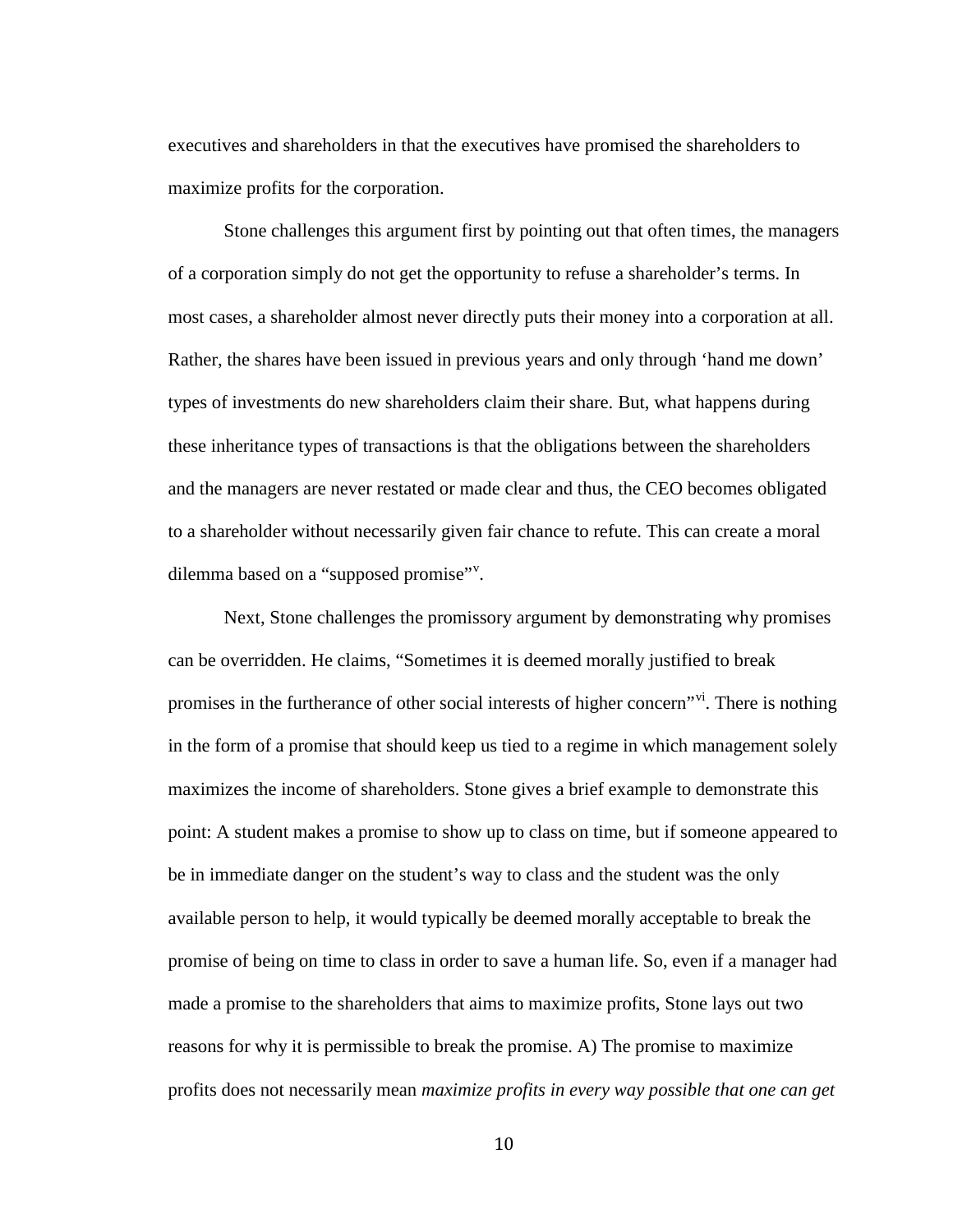executives and shareholders in that the executives have promised the shareholders to maximize profits for the corporation.

Stone challenges this argument first by pointing out that often times, the managers of a corporation simply do not get the opportunity to refuse a shareholder's terms. In most cases, a shareholder almost never directly puts their money into a corporation at all. Rather, the shares have been issued in previous years and only through 'hand me down' types of investments do new shareholders claim their share. But, what happens during these inheritance types of transactions is that the obligations between the shareholders and the managers are never restated or made clear and thus, the CEO becomes obligated to a shareholder without necessarily given fair chance to refute. This can create a moral dilemma based on a "supposed promise"[v].

Next, Stone challenges the promissory argument by demonstrating why promises can be overridden. He claims, "Sometimes it is deemed morally justified to break promises in the furtherance of other social interests of higher concern"[vi]. There is nothing in the form of a promise that should keep us tied to a regime in which management solely maximizes the income of shareholders. Stone gives a brief example to demonstrate this point: A student makes a promise to show up to class on time, but if someone appeared to be in immediate danger on the student's way to class and the student was the only available person to help, it would typically be deemed morally acceptable to break the promise of being on time to class in order to save a human life. So, even if a manager had made a promise to the shareholders that aims to maximize profits, Stone lays out two reasons for why it is permissible to break the promise. A) The promise to maximize profits does not necessarily mean *maximize profits in every way possible that one can get*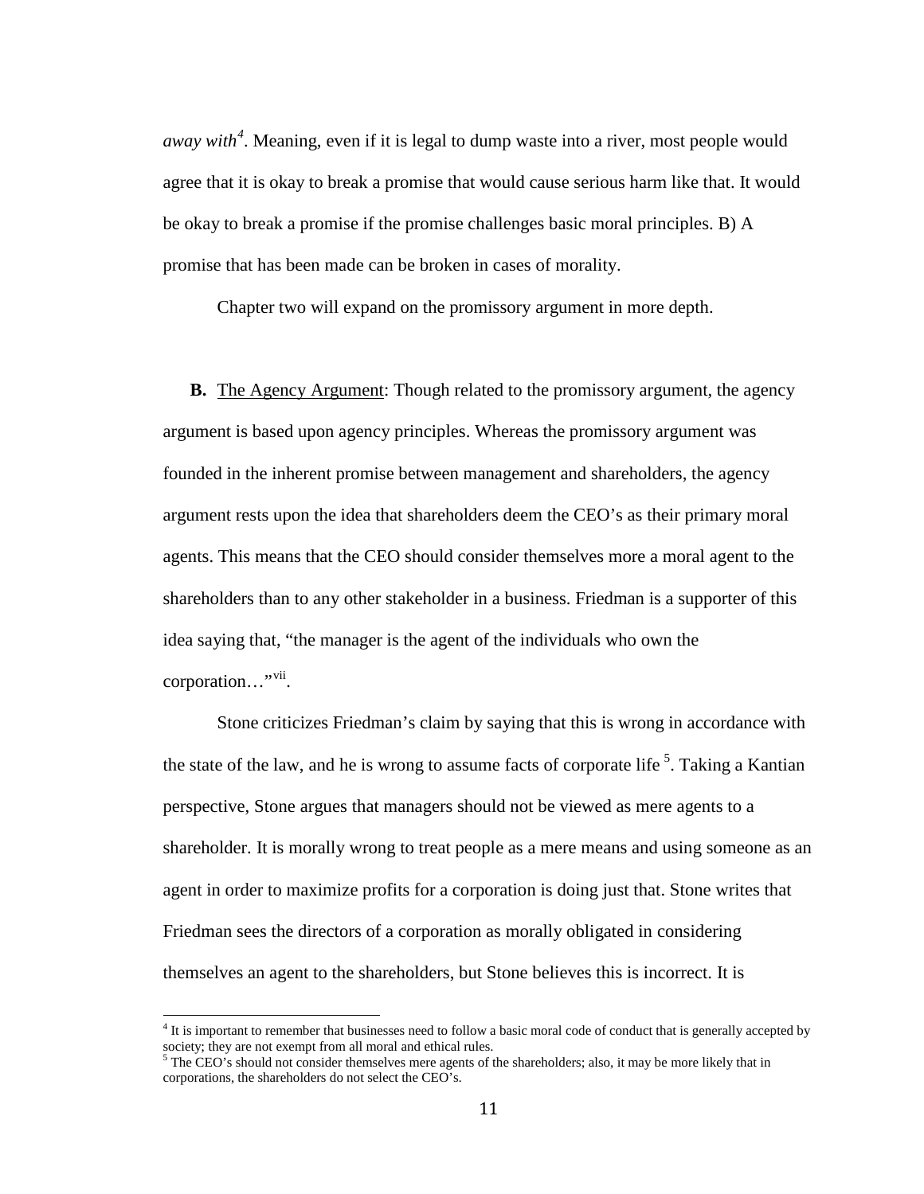*away with*[4]. Meaning, even if it is legal to dump waste into a river, most people would agree that it is okay to break a promise that would cause serious harm like that. It would be okay to break a promise if the promise challenges basic moral principles. B) A promise that has been made can be broken in cases of morality.

Chapter two will expand on the promissory argument in more depth.

**B.** The Agency Argument: Though related to the promissory argument, the agency argument is based upon agency principles. Whereas the promissory argument was founded in the inherent promise between management and shareholders, the agency argument rests upon the idea that shareholders deem the CEO's as their primary moral agents. This means that the CEO should consider themselves more a moral agent to the shareholders than to any other stakeholder in a business. Friedman is a supporter of this idea saying that, "the manager is the agent of the individuals who own the corporation…"[vii].

Stone criticizes Friedman's claim by saying that this is wrong in accordance with the state of the law, and he is wrong to assume facts of corporate life [5]. Taking a Kantian perspective, Stone argues that managers should not be viewed as mere agents to a shareholder. It is morally wrong to treat people as a mere means and using someone as an agent in order to maximize profits for a corporation is doing just that. Stone writes that Friedman sees the directors of a corporation as morally obligated in considering themselves an agent to the shareholders, but Stone believes this is incorrect. It is

[4] It is important to remember that businesses need to follow a basic moral code of conduct that is generally accepted by society; they are not exempt from all moral and ethical rules.

[5] The CEO's should not consider themselves mere agents of the shareholders; also, it may be more likely that in corporations, the shareholders do not select the CEO's.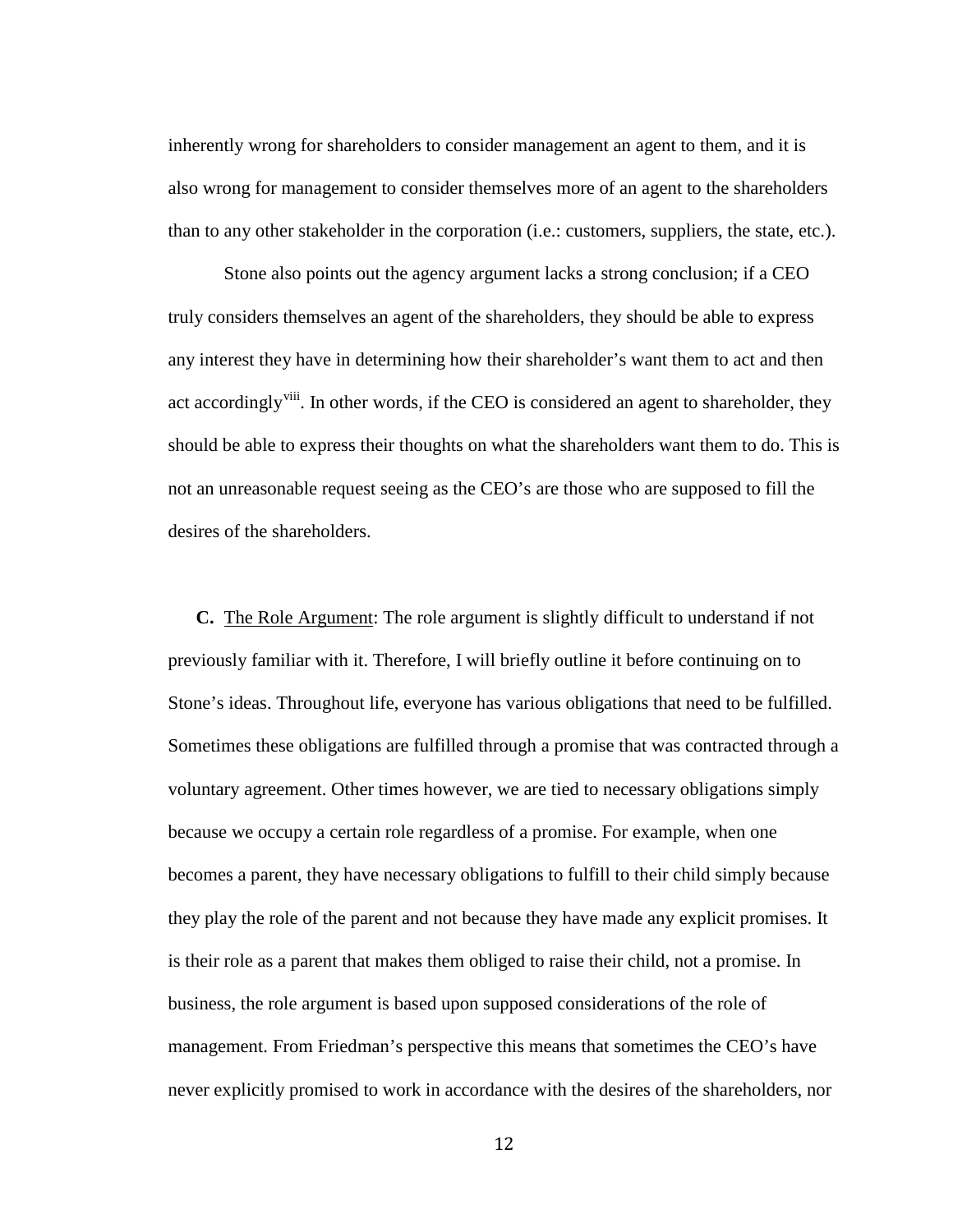inherently wrong for shareholders to consider management an agent to them, and it is also wrong for management to consider themselves more of an agent to the shareholders than to any other stakeholder in the corporation (i.e.: customers, suppliers, the state, etc.).

Stone also points out the agency argument lacks a strong conclusion; if a CEO truly considers themselves an agent of the shareholders, they should be able to express any interest they have in determining how their shareholder's want them to act and then act accordingly[viii]. In other words, if the CEO is considered an agent to shareholder, they should be able to express their thoughts on what the shareholders want them to do. This is not an unreasonable request seeing as the CEO's are those who are supposed to fill the desires of the shareholders.

**C.** <u>The Role Argument</u>: The role argument is slightly difficult to understand if not previously familiar with it. Therefore, I will briefly outline it before continuing on to Stone's ideas. Throughout life, everyone has various obligations that need to be fulfilled. Sometimes these obligations are fulfilled through a promise that was contracted through a voluntary agreement. Other times however, we are tied to necessary obligations simply because we occupy a certain role regardless of a promise. For example, when one becomes a parent, they have necessary obligations to fulfill to their child simply because they play the role of the parent and not because they have made any explicit promises. It is their role as a parent that makes them obliged to raise their child, not a promise. In business, the role argument is based upon supposed considerations of the role of management. From Friedman's perspective this means that sometimes the CEO's have never explicitly promised to work in accordance with the desires of the shareholders, nor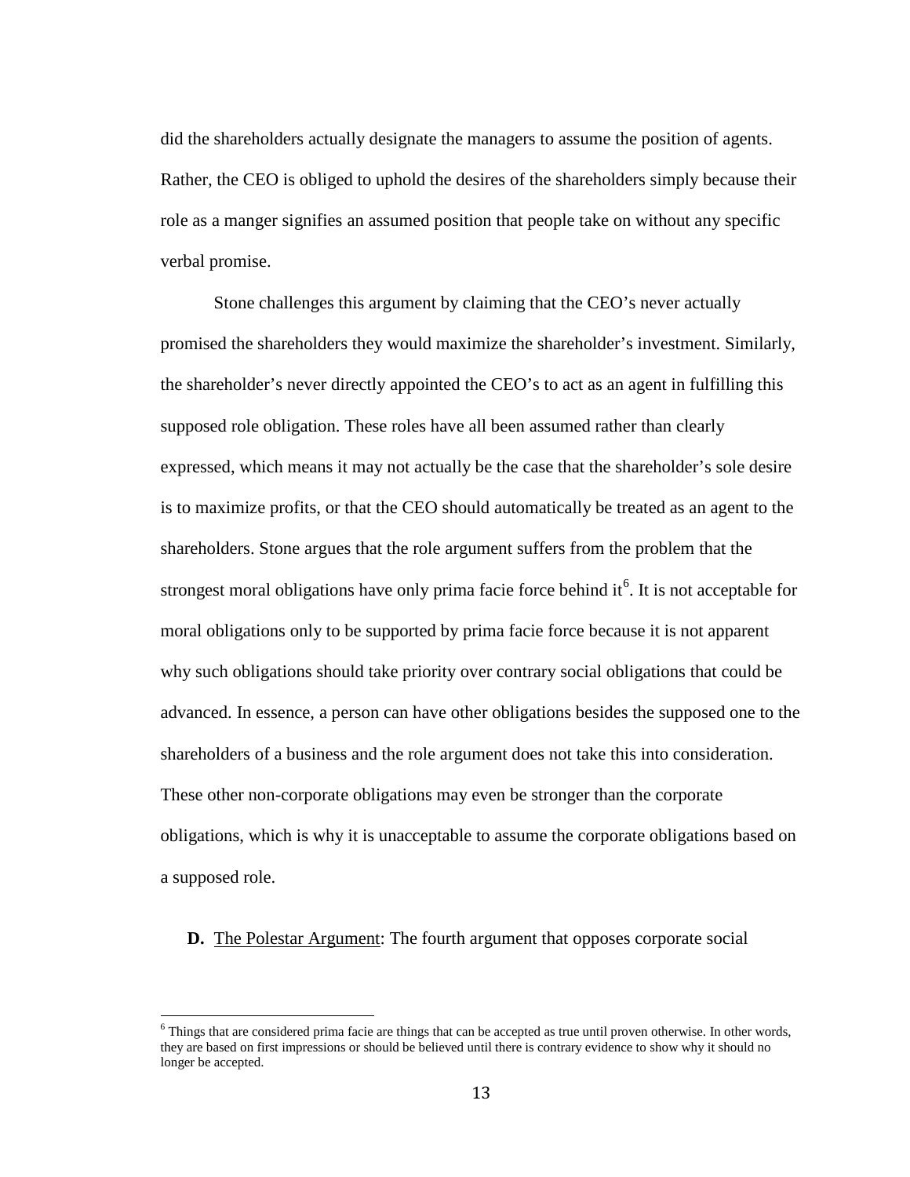did the shareholders actually designate the managers to assume the position of agents. Rather, the CEO is obliged to uphold the desires of the shareholders simply because their role as a manger signifies an assumed position that people take on without any specific verbal promise.

Stone challenges this argument by claiming that the CEO's never actually promised the shareholders they would maximize the shareholder's investment. Similarly, the shareholder's never directly appointed the CEO's to act as an agent in fulfilling this supposed role obligation. These roles have all been assumed rather than clearly expressed, which means it may not actually be the case that the shareholder's sole desire is to maximize profits, or that the CEO should automatically be treated as an agent to the shareholders. Stone argues that the role argument suffers from the problem that the strongest moral obligations have only prima facie force behind it[6]. It is not acceptable for moral obligations only to be supported by prima facie force because it is not apparent why such obligations should take priority over contrary social obligations that could be advanced. In essence, a person can have other obligations besides the supposed one to the shareholders of a business and the role argument does not take this into consideration. These other non-corporate obligations may even be stronger than the corporate obligations, which is why it is unacceptable to assume the corporate obligations based on a supposed role.

**D.** The Polestar Argument: The fourth argument that opposes corporate social

---

[6] Things that are considered prima facie are things that can be accepted as true until proven otherwise. In other words, they are based on first impressions or should be believed until there is contrary evidence to show why it should no longer be accepted.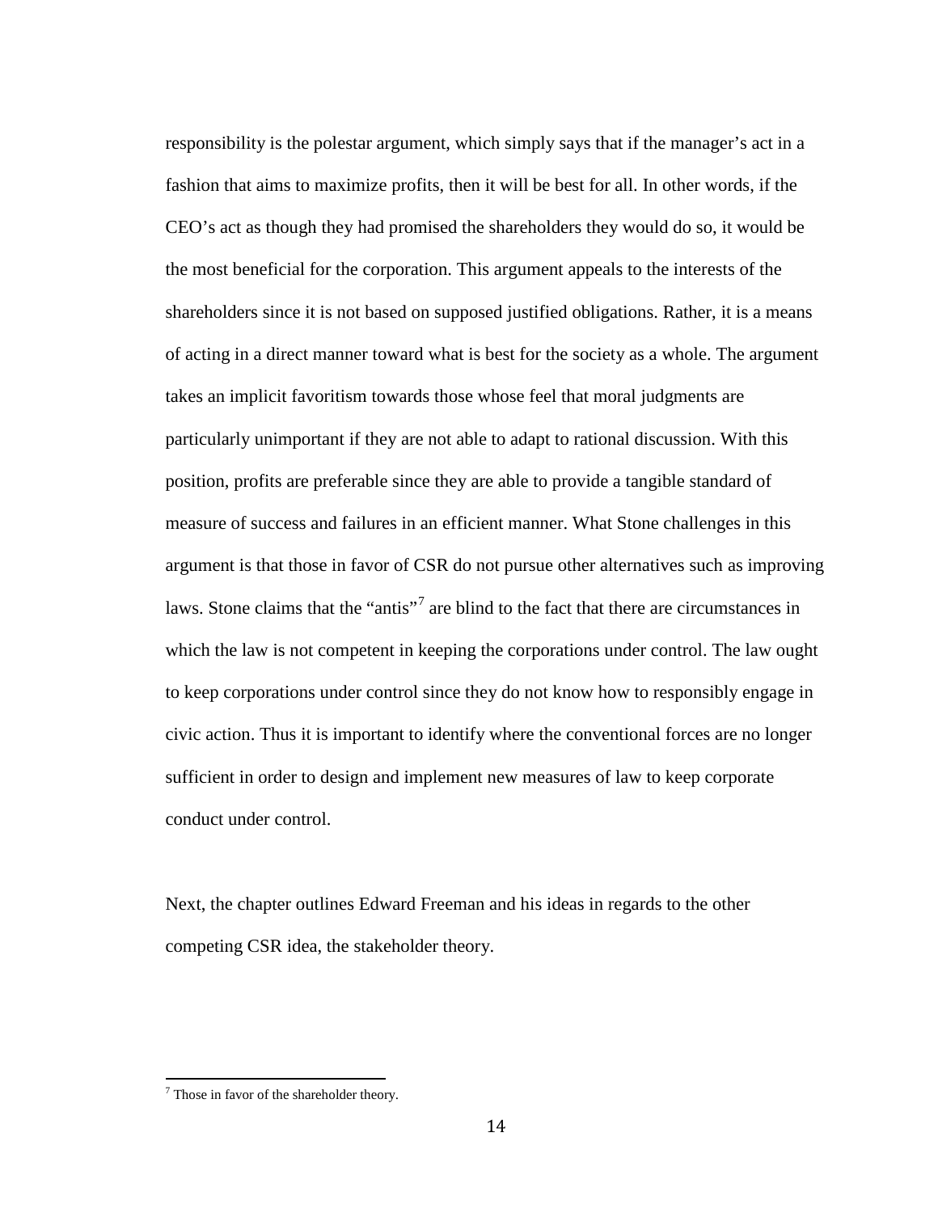responsibility is the polestar argument, which simply says that if the manager's act in a fashion that aims to maximize profits, then it will be best for all. In other words, if the CEO's act as though they had promised the shareholders they would do so, it would be the most beneficial for the corporation. This argument appeals to the interests of the shareholders since it is not based on supposed justified obligations. Rather, it is a means of acting in a direct manner toward what is best for the society as a whole. The argument takes an implicit favoritism towards those whose feel that moral judgments are particularly unimportant if they are not able to adapt to rational discussion. With this position, profits are preferable since they are able to provide a tangible standard of measure of success and failures in an efficient manner. What Stone challenges in this argument is that those in favor of CSR do not pursue other alternatives such as improving laws. Stone claims that the "antis"[7] are blind to the fact that there are circumstances in which the law is not competent in keeping the corporations under control. The law ought to keep corporations under control since they do not know how to responsibly engage in civic action. Thus it is important to identify where the conventional forces are no longer sufficient in order to design and implement new measures of law to keep corporate conduct under control.

Next, the chapter outlines Edward Freeman and his ideas in regards to the other competing CSR idea, the stakeholder theory.

[7] Those in favor of the shareholder theory.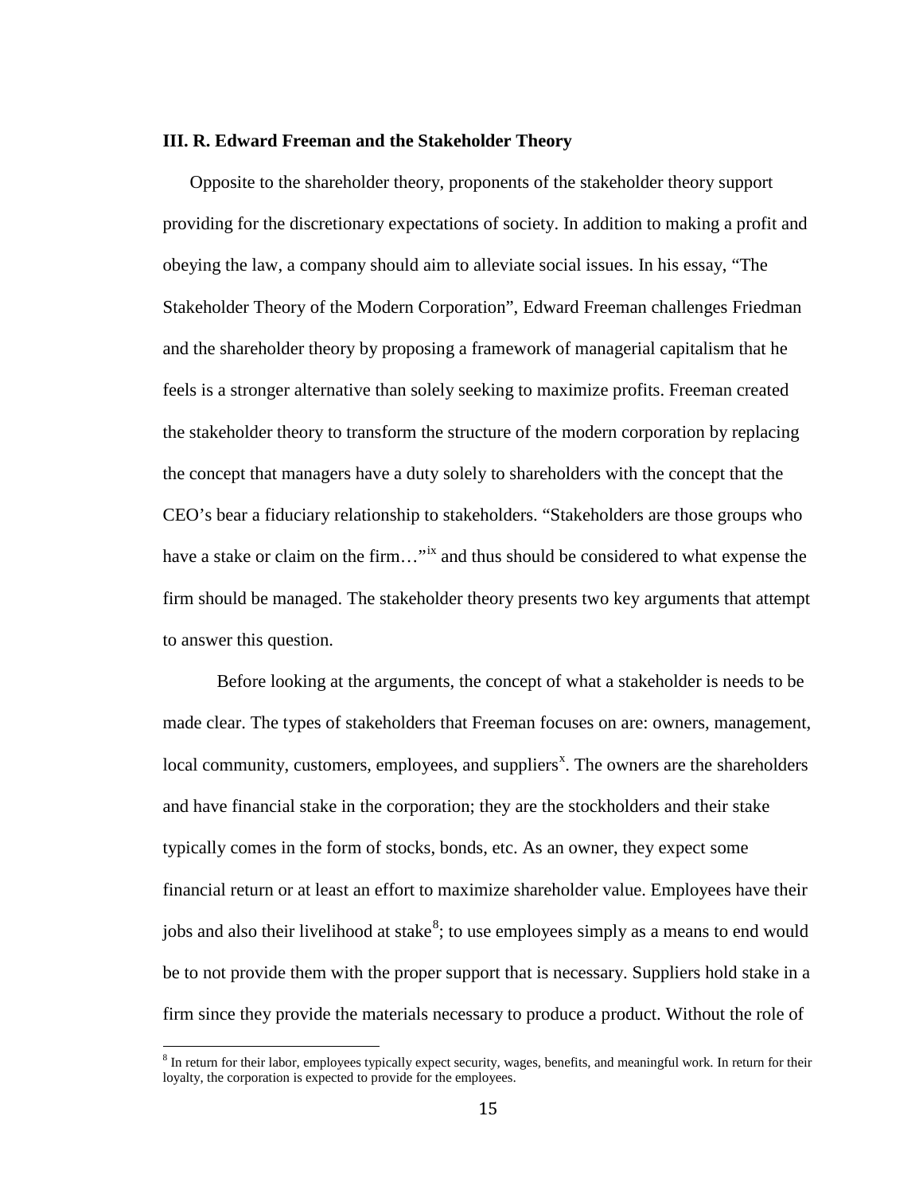### III. R. Edward Freeman and the Stakeholder Theory

Opposite to the shareholder theory, proponents of the stakeholder theory support providing for the discretionary expectations of society. In addition to making a profit and obeying the law, a company should aim to alleviate social issues. In his essay, "The Stakeholder Theory of the Modern Corporation", Edward Freeman challenges Friedman and the shareholder theory by proposing a framework of managerial capitalism that he feels is a stronger alternative than solely seeking to maximize profits. Freeman created the stakeholder theory to transform the structure of the modern corporation by replacing the concept that managers have a duty solely to shareholders with the concept that the CEO's bear a fiduciary relationship to stakeholders. "Stakeholders are those groups who have a stake or claim on the firm…"[ix] and thus should be considered to what expense the firm should be managed. The stakeholder theory presents two key arguments that attempt to answer this question.

Before looking at the arguments, the concept of what a stakeholder is needs to be made clear. The types of stakeholders that Freeman focuses on are: owners, management, local community, customers, employees, and suppliers[x]. The owners are the shareholders and have financial stake in the corporation; they are the stockholders and their stake typically comes in the form of stocks, bonds, etc. As an owner, they expect some financial return or at least an effort to maximize shareholder value. Employees have their jobs and also their livelihood at stake[8]; to use employees simply as a means to end would be to not provide them with the proper support that is necessary. Suppliers hold stake in a firm since they provide the materials necessary to produce a product. Without the role of

[8] In return for their labor, employees typically expect security, wages, benefits, and meaningful work. In return for their loyalty, the corporation is expected to provide for the employees.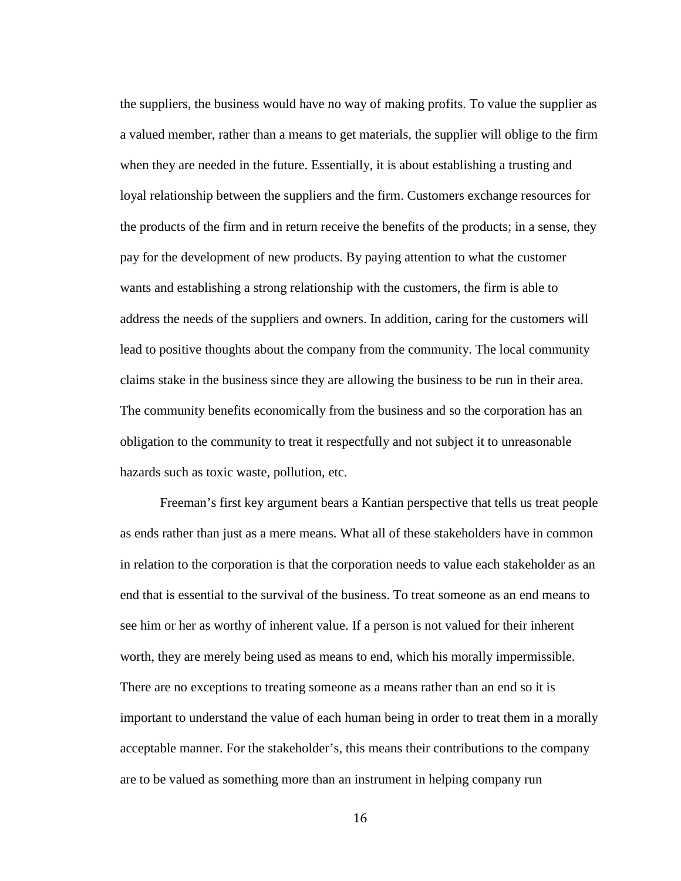the suppliers, the business would have no way of making profits. To value the supplier as a valued member, rather than a means to get materials, the supplier will oblige to the firm when they are needed in the future. Essentially, it is about establishing a trusting and loyal relationship between the suppliers and the firm. Customers exchange resources for the products of the firm and in return receive the benefits of the products; in a sense, they pay for the development of new products. By paying attention to what the customer wants and establishing a strong relationship with the customers, the firm is able to address the needs of the suppliers and owners. In addition, caring for the customers will lead to positive thoughts about the company from the community. The local community claims stake in the business since they are allowing the business to be run in their area. The community benefits economically from the business and so the corporation has an obligation to the community to treat it respectfully and not subject it to unreasonable hazards such as toxic waste, pollution, etc.

Freeman's first key argument bears a Kantian perspective that tells us treat people as ends rather than just as a mere means. What all of these stakeholders have in common in relation to the corporation is that the corporation needs to value each stakeholder as an end that is essential to the survival of the business. To treat someone as an end means to see him or her as worthy of inherent value. If a person is not valued for their inherent worth, they are merely being used as means to end, which his morally impermissible. There are no exceptions to treating someone as a means rather than an end so it is important to understand the value of each human being in order to treat them in a morally acceptable manner. For the stakeholder's, this means their contributions to the company are to be valued as something more than an instrument in helping company run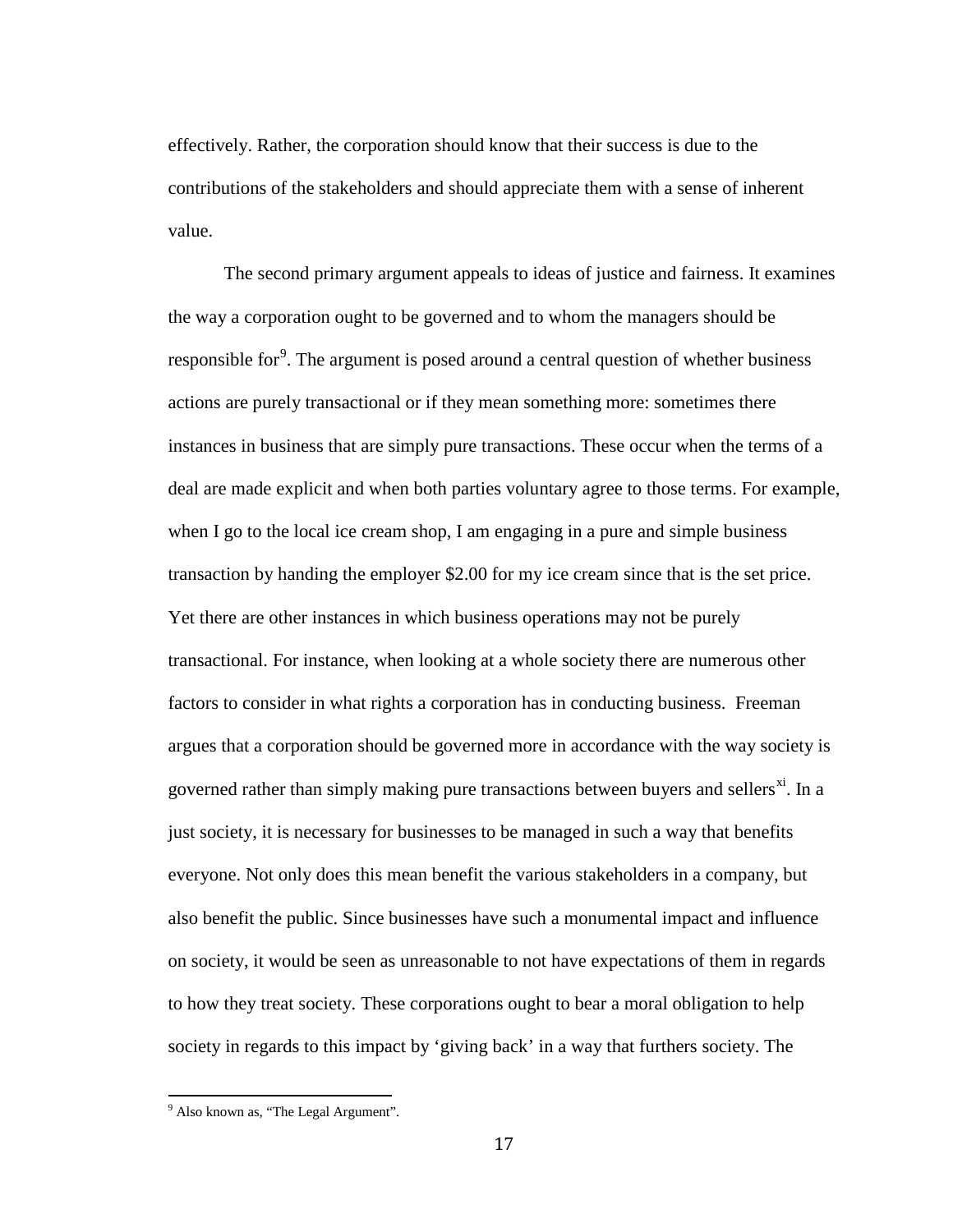effectively. Rather, the corporation should know that their success is due to the contributions of the stakeholders and should appreciate them with a sense of inherent value.

The second primary argument appeals to ideas of justice and fairness. It examines the way a corporation ought to be governed and to whom the managers should be responsible for[9]. The argument is posed around a central question of whether business actions are purely transactional or if they mean something more: sometimes there instances in business that are simply pure transactions. These occur when the terms of a deal are made explicit and when both parties voluntary agree to those terms. For example, when I go to the local ice cream shop, I am engaging in a pure and simple business transaction by handing the employer $2.00 for my ice cream since that is the set price. Yet there are other instances in which business operations may not be purely transactional. For instance, when looking at a whole society there are numerous other factors to consider in what rights a corporation has in conducting business. Freeman argues that a corporation should be governed more in accordance with the way society is governed rather than simply making pure transactions between buyers and sellers[xi]. In a just society, it is necessary for businesses to be managed in such a way that benefits everyone. Not only does this mean benefit the various stakeholders in a company, but also benefit the public. Since businesses have such a monumental impact and influence on society, it would be seen as unreasonable to not have expectations of them in regards to how they treat society. These corporations ought to bear a moral obligation to help society in regards to this impact by 'giving back' in a way that furthers society. The

[9] Also known as, "The Legal Argument".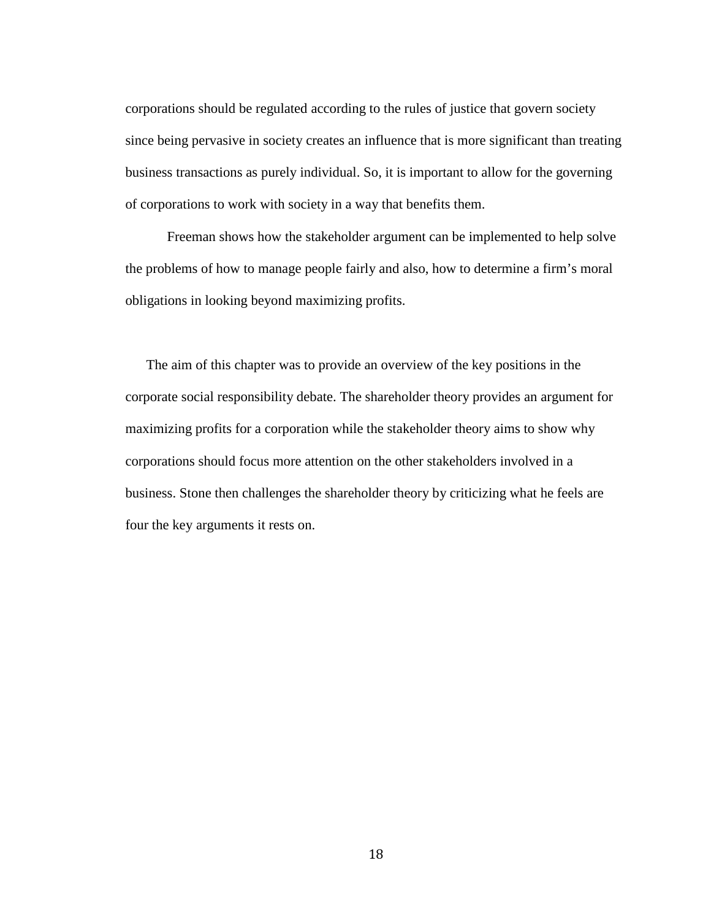corporations should be regulated according to the rules of justice that govern society since being pervasive in society creates an influence that is more significant than treating business transactions as purely individual. So, it is important to allow for the governing of corporations to work with society in a way that benefits them.

Freeman shows how the stakeholder argument can be implemented to help solve the problems of how to manage people fairly and also, how to determine a firm's moral obligations in looking beyond maximizing profits.

The aim of this chapter was to provide an overview of the key positions in the corporate social responsibility debate. The shareholder theory provides an argument for maximizing profits for a corporation while the stakeholder theory aims to show why corporations should focus more attention on the other stakeholders involved in a business. Stone then challenges the shareholder theory by criticizing what he feels are four the key arguments it rests on.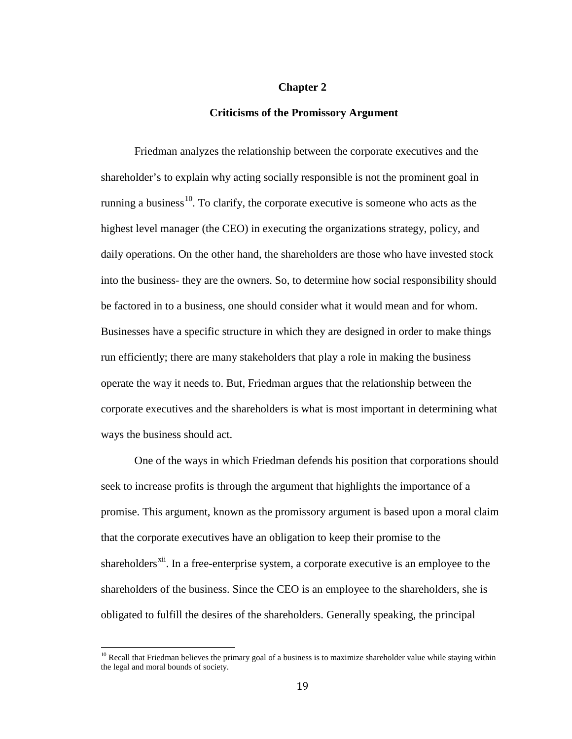# Chapter 2

## Criticisms of the Promissory Argument

Friedman analyzes the relationship between the corporate executives and the shareholder's to explain why acting socially responsible is not the prominent goal in running a business[10]. To clarify, the corporate executive is someone who acts as the highest level manager (the CEO) in executing the organizations strategy, policy, and daily operations. On the other hand, the shareholders are those who have invested stock into the business- they are the owners. So, to determine how social responsibility should be factored in to a business, one should consider what it would mean and for whom. Businesses have a specific structure in which they are designed in order to make things run efficiently; there are many stakeholders that play a role in making the business operate the way it needs to. But, Friedman argues that the relationship between the corporate executives and the shareholders is what is most important in determining what ways the business should act.

One of the ways in which Friedman defends his position that corporations should seek to increase profits is through the argument that highlights the importance of a promise. This argument, known as the promissory argument is based upon a moral claim that the corporate executives have an obligation to keep their promise to the shareholders[xii]. In a free-enterprise system, a corporate executive is an employee to the shareholders of the business. Since the CEO is an employee to the shareholders, she is obligated to fulfill the desires of the shareholders. Generally speaking, the principal

[10] Recall that Friedman believes the primary goal of a business is to maximize shareholder value while staying within the legal and moral bounds of society.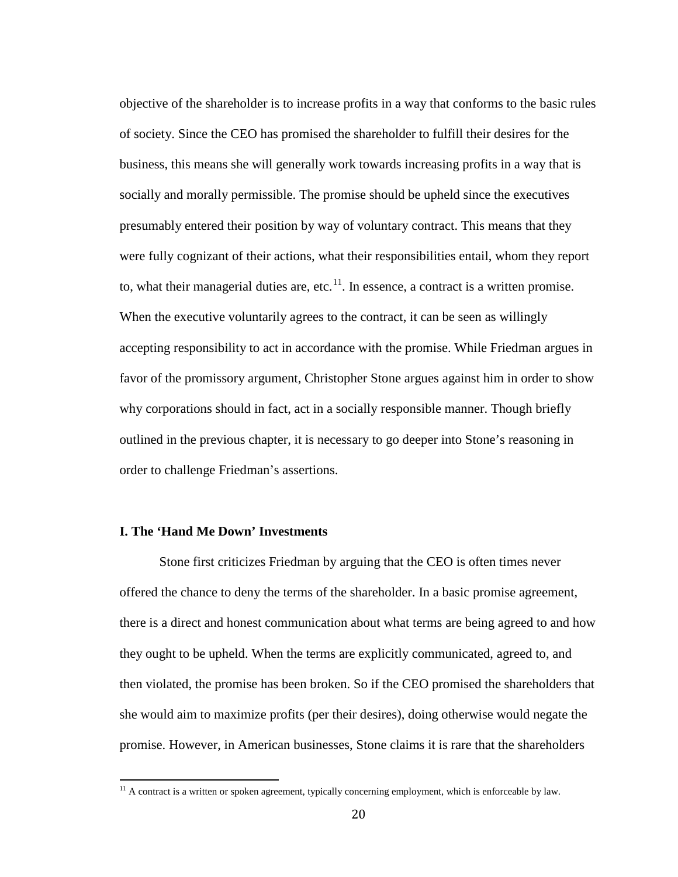objective of the shareholder is to increase profits in a way that conforms to the basic rules of society. Since the CEO has promised the shareholder to fulfill their desires for the business, this means she will generally work towards increasing profits in a way that is socially and morally permissible. The promise should be upheld since the executives presumably entered their position by way of voluntary contract. This means that they were fully cognizant of their actions, what their responsibilities entail, whom they report to, what their managerial duties are, etc.[11]. In essence, a contract is a written promise. When the executive voluntarily agrees to the contract, it can be seen as willingly accepting responsibility to act in accordance with the promise. While Friedman argues in favor of the promissory argument, Christopher Stone argues against him in order to show why corporations should in fact, act in a socially responsible manner. Though briefly outlined in the previous chapter, it is necessary to go deeper into Stone's reasoning in order to challenge Friedman's assertions.

### I. The 'Hand Me Down' Investments

Stone first criticizes Friedman by arguing that the CEO is often times never offered the chance to deny the terms of the shareholder. In a basic promise agreement, there is a direct and honest communication about what terms are being agreed to and how they ought to be upheld. When the terms are explicitly communicated, agreed to, and then violated, the promise has been broken. So if the CEO promised the shareholders that she would aim to maximize profits (per their desires), doing otherwise would negate the promise. However, in American businesses, Stone claims it is rare that the shareholders

[11] A contract is a written or spoken agreement, typically concerning employment, which is enforceable by law.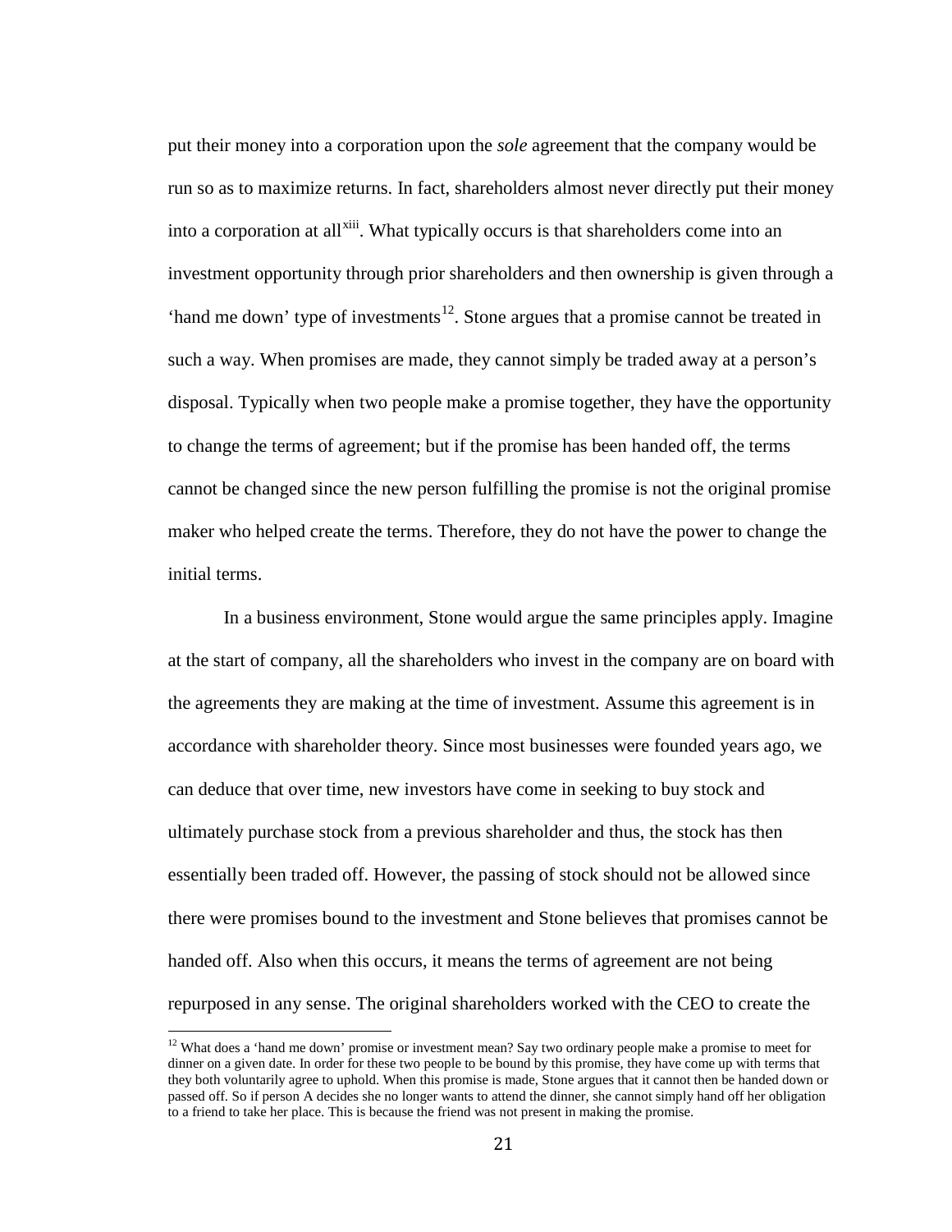put their money into a corporation upon the *sole* agreement that the company would be run so as to maximize returns. In fact, shareholders almost never directly put their money into a corporation at all[xiii]. What typically occurs is that shareholders come into an investment opportunity through prior shareholders and then ownership is given through a 'hand me down' type of investments[12]. Stone argues that a promise cannot be treated in such a way. When promises are made, they cannot simply be traded away at a person's disposal. Typically when two people make a promise together, they have the opportunity to change the terms of agreement; but if the promise has been handed off, the terms cannot be changed since the new person fulfilling the promise is not the original promise maker who helped create the terms. Therefore, they do not have the power to change the initial terms.

In a business environment, Stone would argue the same principles apply. Imagine at the start of company, all the shareholders who invest in the company are on board with the agreements they are making at the time of investment. Assume this agreement is in accordance with shareholder theory. Since most businesses were founded years ago, we can deduce that over time, new investors have come in seeking to buy stock and ultimately purchase stock from a previous shareholder and thus, the stock has then essentially been traded off. However, the passing of stock should not be allowed since there were promises bound to the investment and Stone believes that promises cannot be handed off. Also when this occurs, it means the terms of agreement are not being repurposed in any sense. The original shareholders worked with the CEO to create the

---

[12] What does a 'hand me down' promise or investment mean? Say two ordinary people make a promise to meet for dinner on a given date. In order for these two people to be bound by this promise, they have come up with terms that they both voluntarily agree to uphold. When this promise is made, Stone argues that it cannot then be handed down or passed off. So if person A decides she no longer wants to attend the dinner, she cannot simply hand off her obligation to a friend to take her place. This is because the friend was not present in making the promise.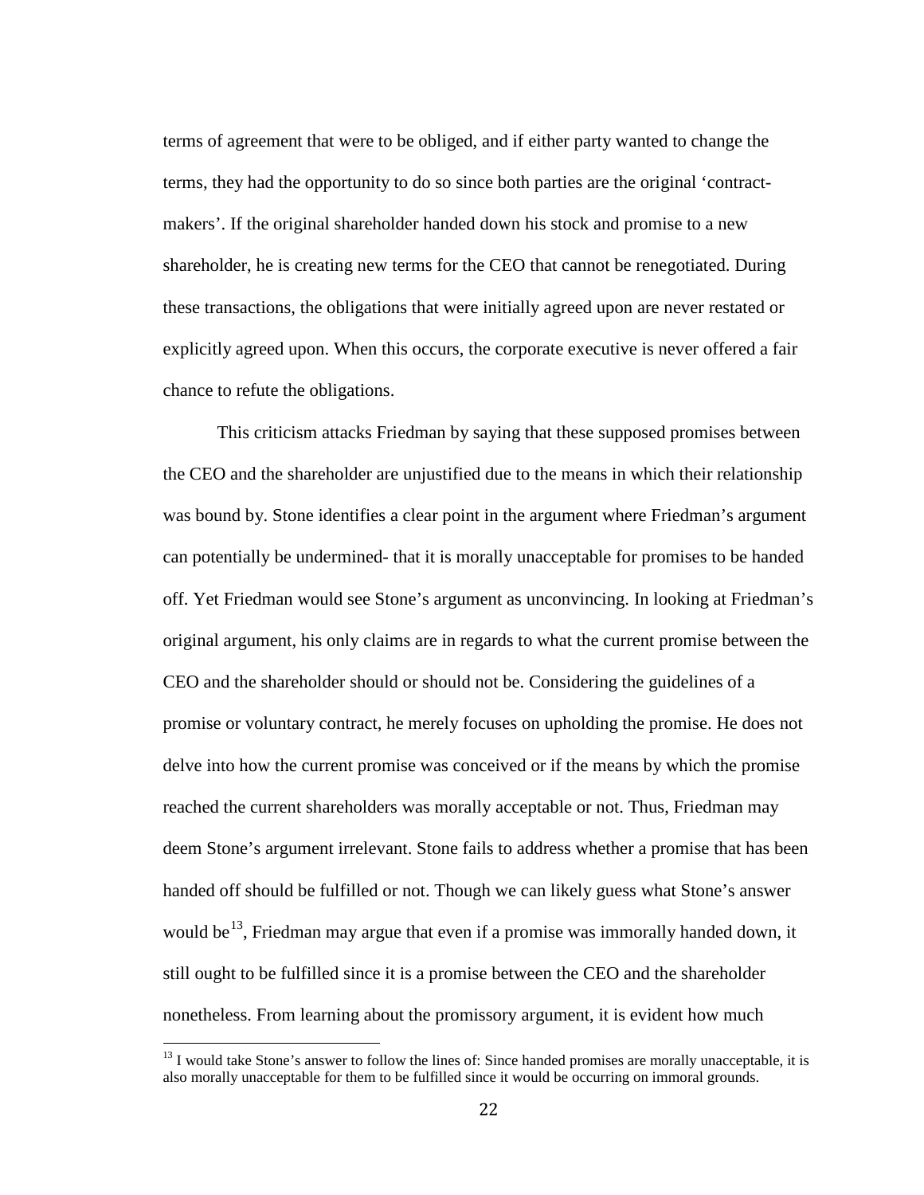terms of agreement that were to be obliged, and if either party wanted to change the terms, they had the opportunity to do so since both parties are the original 'contract-makers'. If the original shareholder handed down his stock and promise to a new shareholder, he is creating new terms for the CEO that cannot be renegotiated. During these transactions, the obligations that were initially agreed upon are never restated or explicitly agreed upon. When this occurs, the corporate executive is never offered a fair chance to refute the obligations.

This criticism attacks Friedman by saying that these supposed promises between the CEO and the shareholder are unjustified due to the means in which their relationship was bound by. Stone identifies a clear point in the argument where Friedman's argument can potentially be undermined- that it is morally unacceptable for promises to be handed off. Yet Friedman would see Stone's argument as unconvincing. In looking at Friedman's original argument, his only claims are in regards to what the current promise between the CEO and the shareholder should or should not be. Considering the guidelines of a promise or voluntary contract, he merely focuses on upholding the promise. He does not delve into how the current promise was conceived or if the means by which the promise reached the current shareholders was morally acceptable or not. Thus, Friedman may deem Stone's argument irrelevant. Stone fails to address whether a promise that has been handed off should be fulfilled or not. Though we can likely guess what Stone's answer would be[13], Friedman may argue that even if a promise was immorally handed down, it still ought to be fulfilled since it is a promise between the CEO and the shareholder nonetheless. From learning about the promissory argument, it is evident how much

[13] I would take Stone's answer to follow the lines of: Since handed promises are morally unacceptable, it is also morally unacceptable for them to be fulfilled since it would be occurring on immoral grounds.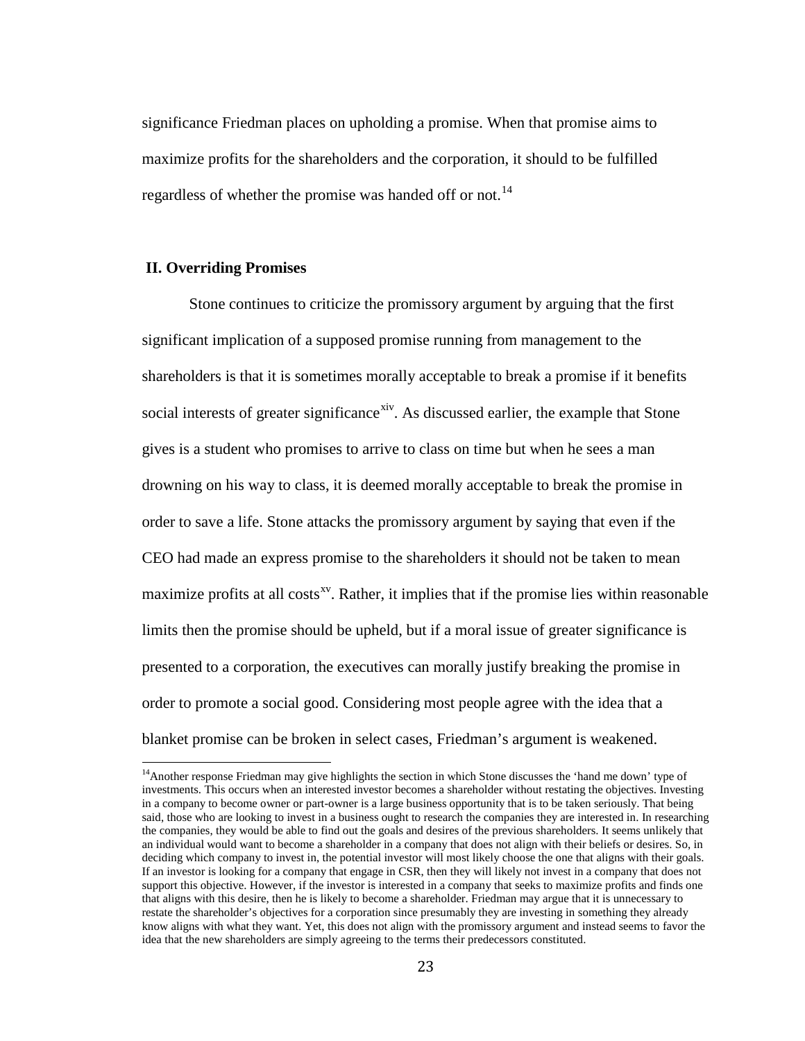significance Friedman places on upholding a promise. When that promise aims to maximize profits for the shareholders and the corporation, it should to be fulfilled regardless of whether the promise was handed off or not.[14]

## II. Overriding Promises

Stone continues to criticize the promissory argument by arguing that the first significant implication of a supposed promise running from management to the shareholders is that it is sometimes morally acceptable to break a promise if it benefits social interests of greater significance[xiv]. As discussed earlier, the example that Stone gives is a student who promises to arrive to class on time but when he sees a man drowning on his way to class, it is deemed morally acceptable to break the promise in order to save a life. Stone attacks the promissory argument by saying that even if the CEO had made an express promise to the shareholders it should not be taken to mean maximize profits at all costs[xv]. Rather, it implies that if the promise lies within reasonable limits then the promise should be upheld, but if a moral issue of greater significance is presented to a corporation, the executives can morally justify breaking the promise in order to promote a social good. Considering most people agree with the idea that a blanket promise can be broken in select cases, Friedman's argument is weakened.

[14] Another response Friedman may give highlights the section in which Stone discusses the 'hand me down' type of investments. This occurs when an interested investor becomes a shareholder without restating the objectives. Investing in a company to become owner or part-owner is a large business opportunity that is to be taken seriously. That being said, those who are looking to invest in a business ought to research the companies they are interested in. In researching the companies, they would be able to find out the goals and desires of the previous shareholders. It seems unlikely that an individual would want to become a shareholder in a company that does not align with their beliefs or desires. So, in deciding which company to invest in, the potential investor will most likely choose the one that aligns with their goals. If an investor is looking for a company that engage in CSR, then they will likely not invest in a company that does not support this objective. However, if the investor is interested in a company that seeks to maximize profits and finds one that aligns with this desire, then he is likely to become a shareholder. Friedman may argue that it is unnecessary to restate the shareholder's objectives for a corporation since presumably they are investing in something they already know aligns with what they want. Yet, this does not align with the promissory argument and instead seems to favor the idea that the new shareholders are simply agreeing to the terms their predecessors constituted.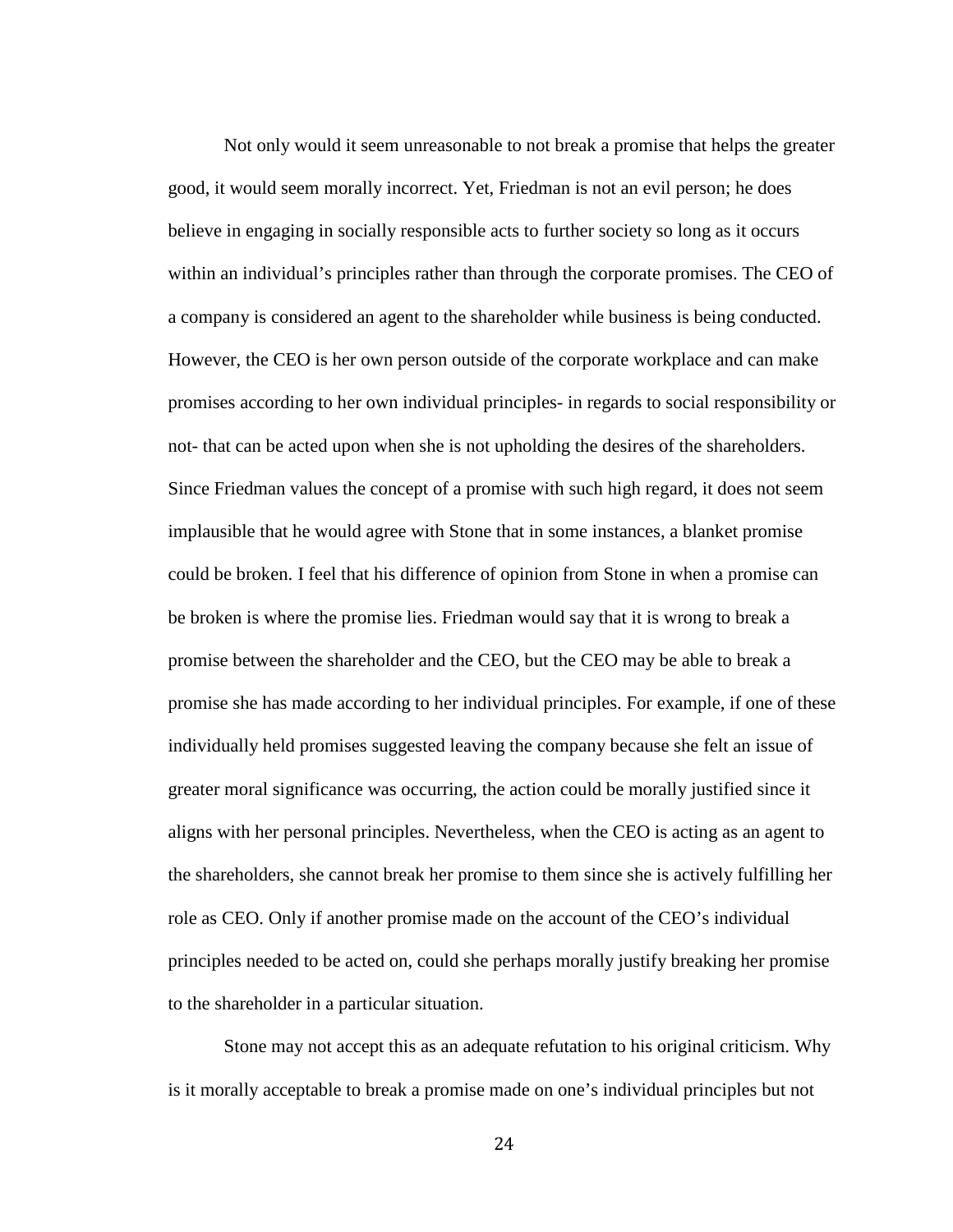Not only would it seem unreasonable to not break a promise that helps the greater good, it would seem morally incorrect. Yet, Friedman is not an evil person; he does believe in engaging in socially responsible acts to further society so long as it occurs within an individual's principles rather than through the corporate promises. The CEO of a company is considered an agent to the shareholder while business is being conducted. However, the CEO is her own person outside of the corporate workplace and can make promises according to her own individual principles- in regards to social responsibility or not- that can be acted upon when she is not upholding the desires of the shareholders. Since Friedman values the concept of a promise with such high regard, it does not seem implausible that he would agree with Stone that in some instances, a blanket promise could be broken. I feel that his difference of opinion from Stone in when a promise can be broken is where the promise lies. Friedman would say that it is wrong to break a promise between the shareholder and the CEO, but the CEO may be able to break a promise she has made according to her individual principles. For example, if one of these individually held promises suggested leaving the company because she felt an issue of greater moral significance was occurring, the action could be morally justified since it aligns with her personal principles. Nevertheless, when the CEO is acting as an agent to the shareholders, she cannot break her promise to them since she is actively fulfilling her role as CEO. Only if another promise made on the account of the CEO's individual principles needed to be acted on, could she perhaps morally justify breaking her promise to the shareholder in a particular situation.

Stone may not accept this as an adequate refutation to his original criticism. Why is it morally acceptable to break a promise made on one's individual principles but not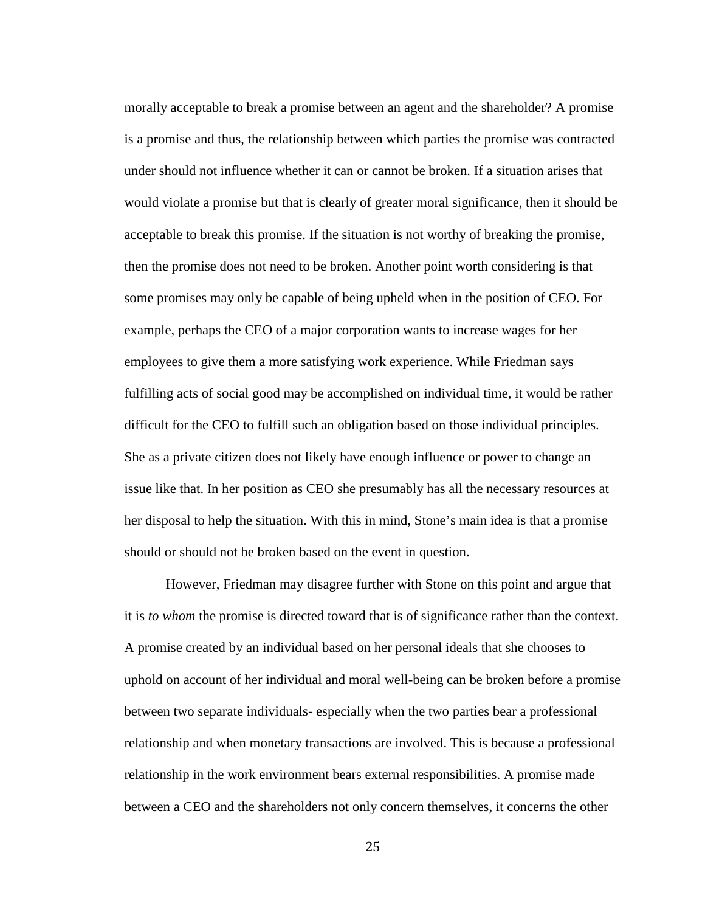morally acceptable to break a promise between an agent and the shareholder? A promise is a promise and thus, the relationship between which parties the promise was contracted under should not influence whether it can or cannot be broken. If a situation arises that would violate a promise but that is clearly of greater moral significance, then it should be acceptable to break this promise. If the situation is not worthy of breaking the promise, then the promise does not need to be broken. Another point worth considering is that some promises may only be capable of being upheld when in the position of CEO. For example, perhaps the CEO of a major corporation wants to increase wages for her employees to give them a more satisfying work experience. While Friedman says fulfilling acts of social good may be accomplished on individual time, it would be rather difficult for the CEO to fulfill such an obligation based on those individual principles. She as a private citizen does not likely have enough influence or power to change an issue like that. In her position as CEO she presumably has all the necessary resources at her disposal to help the situation. With this in mind, Stone's main idea is that a promise should or should not be broken based on the event in question.

However, Friedman may disagree further with Stone on this point and argue that it is *to whom* the promise is directed toward that is of significance rather than the context. A promise created by an individual based on her personal ideals that she chooses to uphold on account of her individual and moral well-being can be broken before a promise between two separate individuals- especially when the two parties bear a professional relationship and when monetary transactions are involved. This is because a professional relationship in the work environment bears external responsibilities. A promise made between a CEO and the shareholders not only concern themselves, it concerns the other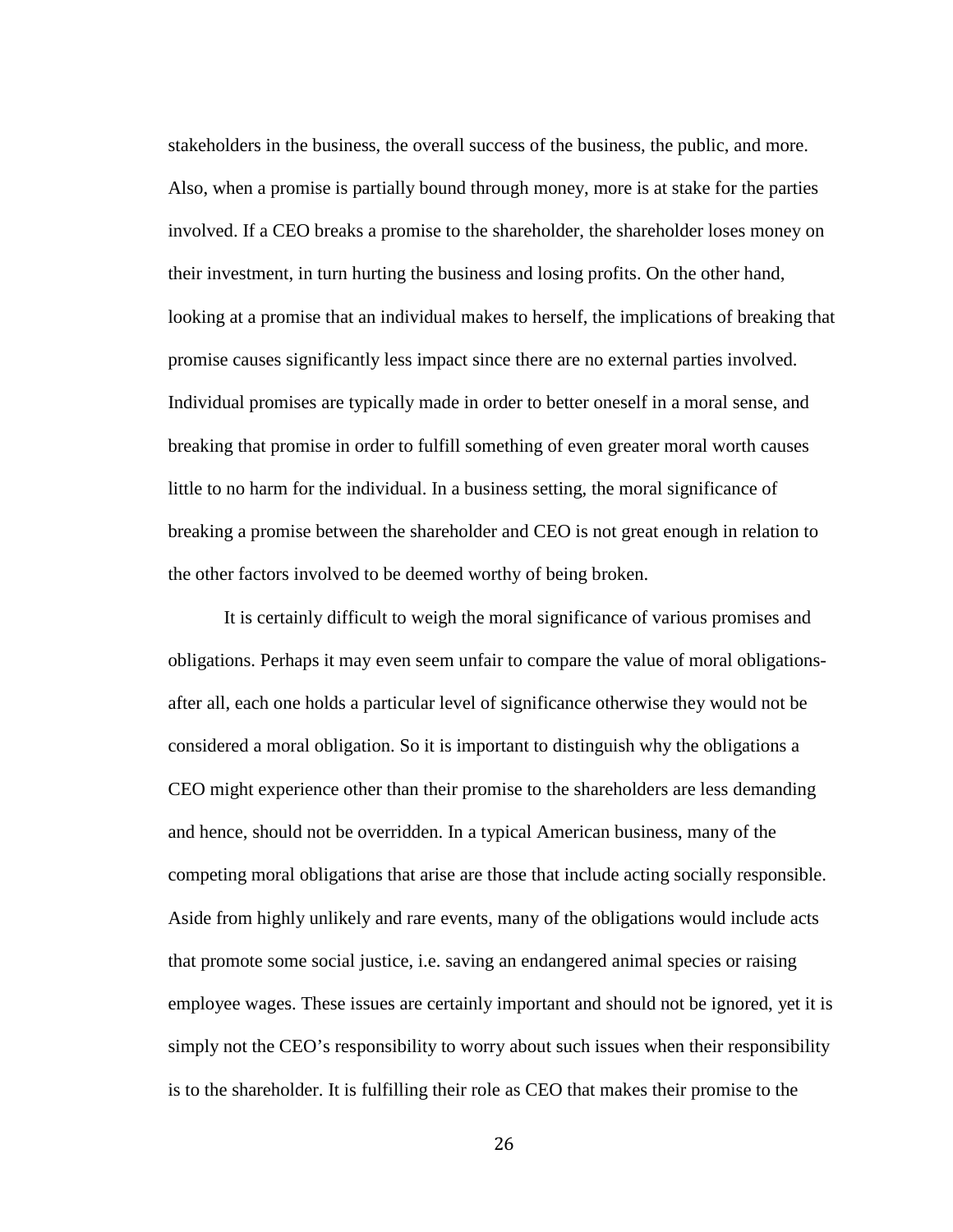stakeholders in the business, the overall success of the business, the public, and more. Also, when a promise is partially bound through money, more is at stake for the parties involved. If a CEO breaks a promise to the shareholder, the shareholder loses money on their investment, in turn hurting the business and losing profits. On the other hand, looking at a promise that an individual makes to herself, the implications of breaking that promise causes significantly less impact since there are no external parties involved. Individual promises are typically made in order to better oneself in a moral sense, and breaking that promise in order to fulfill something of even greater moral worth causes little to no harm for the individual. In a business setting, the moral significance of breaking a promise between the shareholder and CEO is not great enough in relation to the other factors involved to be deemed worthy of being broken.

It is certainly difficult to weigh the moral significance of various promises and obligations. Perhaps it may even seem unfair to compare the value of moral obligations- after all, each one holds a particular level of significance otherwise they would not be considered a moral obligation. So it is important to distinguish why the obligations a CEO might experience other than their promise to the shareholders are less demanding and hence, should not be overridden. In a typical American business, many of the competing moral obligations that arise are those that include acting socially responsible. Aside from highly unlikely and rare events, many of the obligations would include acts that promote some social justice, i.e. saving an endangered animal species or raising employee wages. These issues are certainly important and should not be ignored, yet it is simply not the CEO's responsibility to worry about such issues when their responsibility is to the shareholder. It is fulfilling their role as CEO that makes their promise to the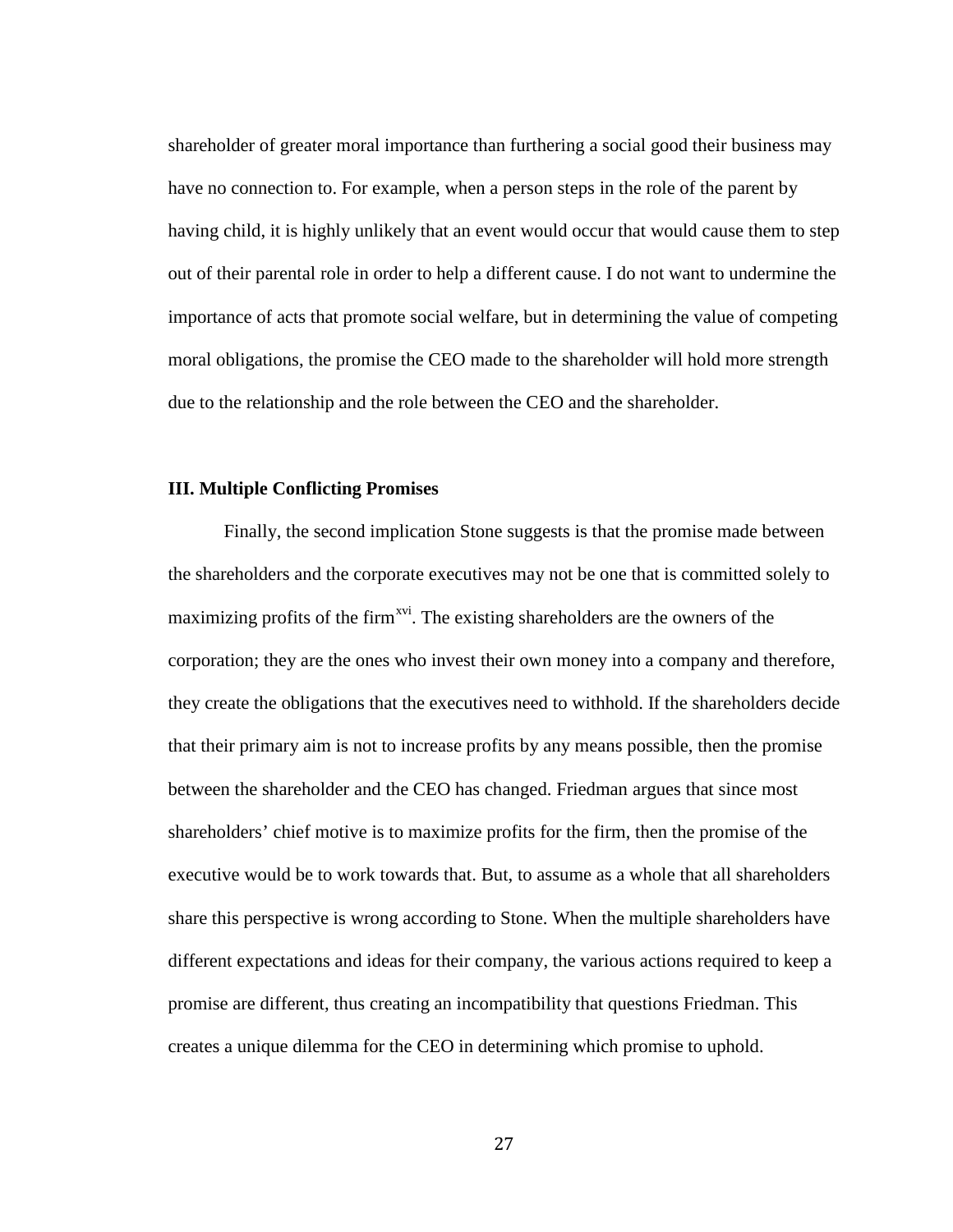shareholder of greater moral importance than furthering a social good their business may have no connection to. For example, when a person steps in the role of the parent by having child, it is highly unlikely that an event would occur that would cause them to step out of their parental role in order to help a different cause. I do not want to undermine the importance of acts that promote social welfare, but in determining the value of competing moral obligations, the promise the CEO made to the shareholder will hold more strength due to the relationship and the role between the CEO and the shareholder.

### III. Multiple Conflicting Promises

Finally, the second implication Stone suggests is that the promise made between the shareholders and the corporate executives may not be one that is committed solely to maximizing profits of the firm[xvi]. The existing shareholders are the owners of the corporation; they are the ones who invest their own money into a company and therefore, they create the obligations that the executives need to withhold. If the shareholders decide that their primary aim is not to increase profits by any means possible, then the promise between the shareholder and the CEO has changed. Friedman argues that since most shareholders' chief motive is to maximize profits for the firm, then the promise of the executive would be to work towards that. But, to assume as a whole that all shareholders share this perspective is wrong according to Stone. When the multiple shareholders have different expectations and ideas for their company, the various actions required to keep a promise are different, thus creating an incompatibility that questions Friedman. This creates a unique dilemma for the CEO in determining which promise to uphold.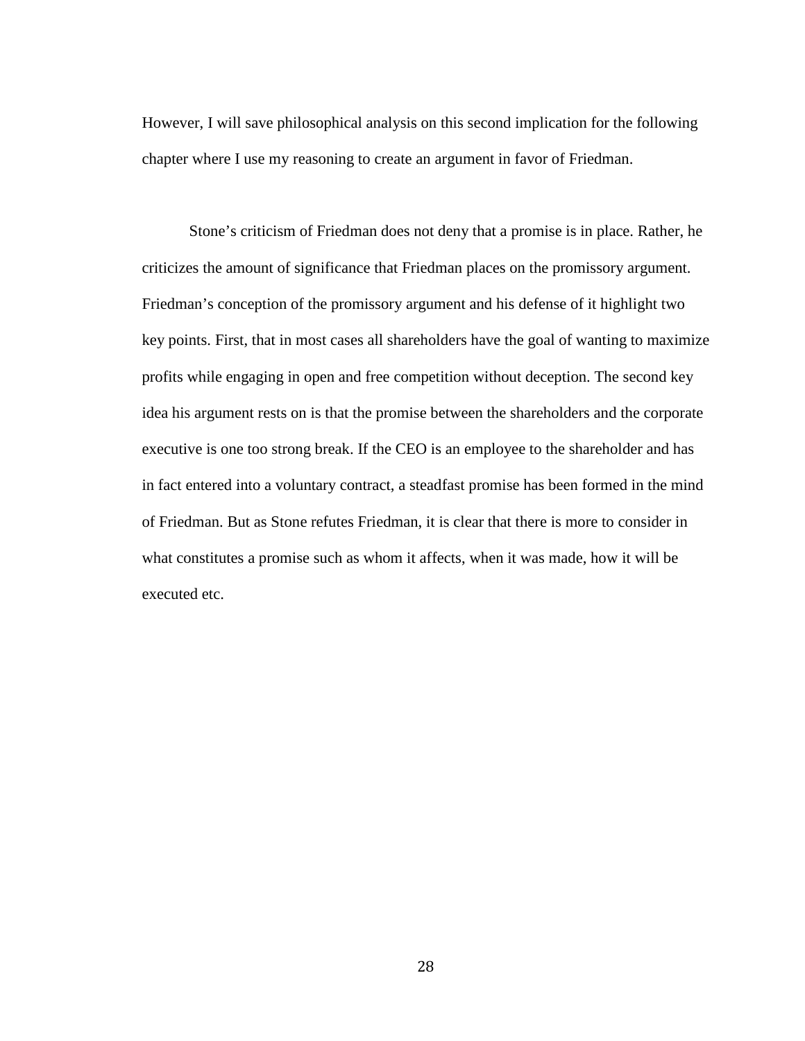However, I will save philosophical analysis on this second implication for the following chapter where I use my reasoning to create an argument in favor of Friedman.

Stone's criticism of Friedman does not deny that a promise is in place. Rather, he criticizes the amount of significance that Friedman places on the promissory argument. Friedman's conception of the promissory argument and his defense of it highlight two key points. First, that in most cases all shareholders have the goal of wanting to maximize profits while engaging in open and free competition without deception. The second key idea his argument rests on is that the promise between the shareholders and the corporate executive is one too strong break. If the CEO is an employee to the shareholder and has in fact entered into a voluntary contract, a steadfast promise has been formed in the mind of Friedman. But as Stone refutes Friedman, it is clear that there is more to consider in what constitutes a promise such as whom it affects, when it was made, how it will be executed etc.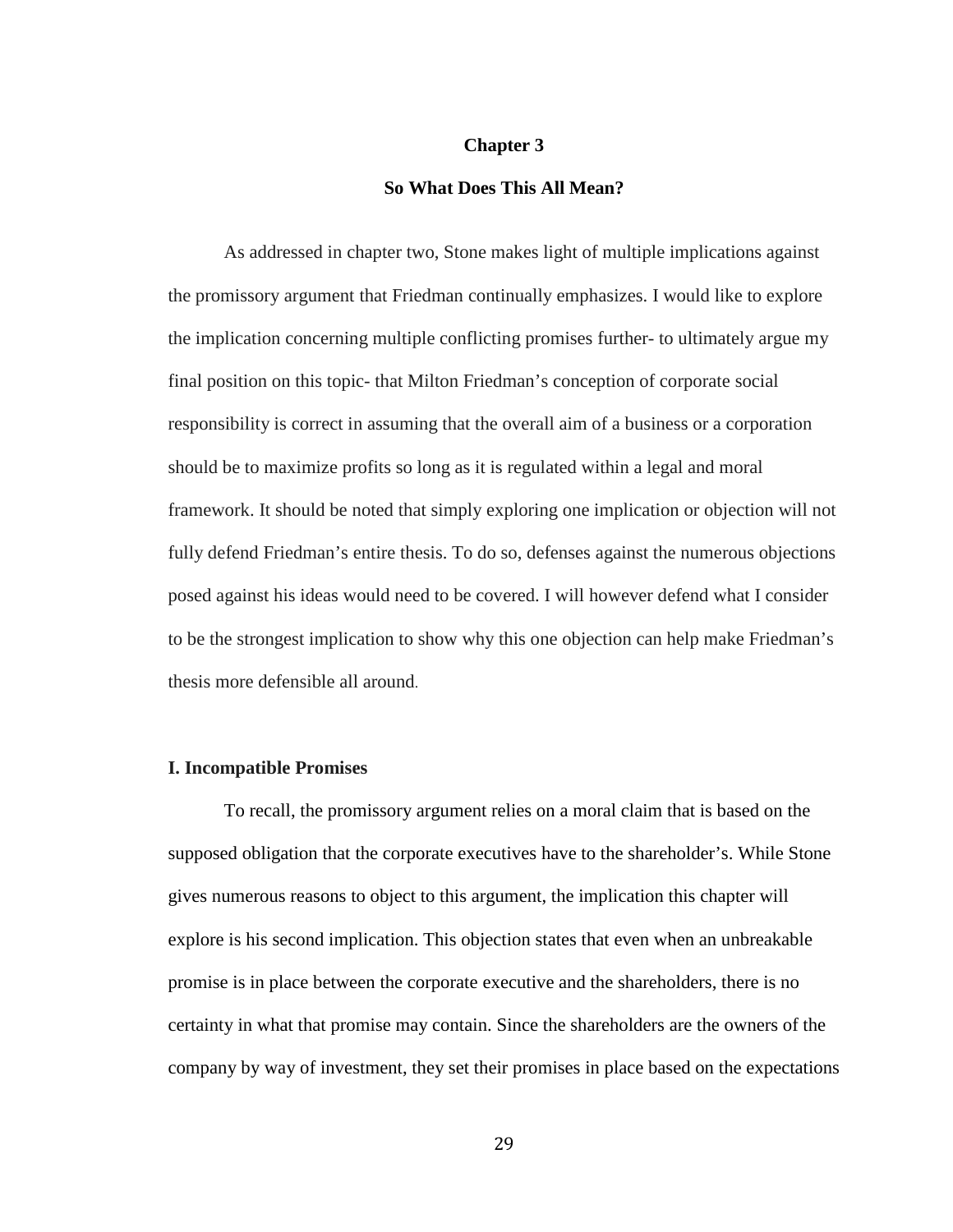# Chapter 3

## So What Does This All Mean?

As addressed in chapter two, Stone makes light of multiple implications against the promissory argument that Friedman continually emphasizes. I would like to explore the implication concerning multiple conflicting promises further- to ultimately argue my final position on this topic- that Milton Friedman's conception of corporate social responsibility is correct in assuming that the overall aim of a business or a corporation should be to maximize profits so long as it is regulated within a legal and moral framework. It should be noted that simply exploring one implication or objection will not fully defend Friedman's entire thesis. To do so, defenses against the numerous objections posed against his ideas would need to be covered. I will however defend what I consider to be the strongest implication to show why this one objection can help make Friedman's thesis more defensible all around.

### I. Incompatible Promises

To recall, the promissory argument relies on a moral claim that is based on the supposed obligation that the corporate executives have to the shareholder's. While Stone gives numerous reasons to object to this argument, the implication this chapter will explore is his second implication. This objection states that even when an unbreakable promise is in place between the corporate executive and the shareholders, there is no certainty in what that promise may contain. Since the shareholders are the owners of the company by way of investment, they set their promises in place based on the expectations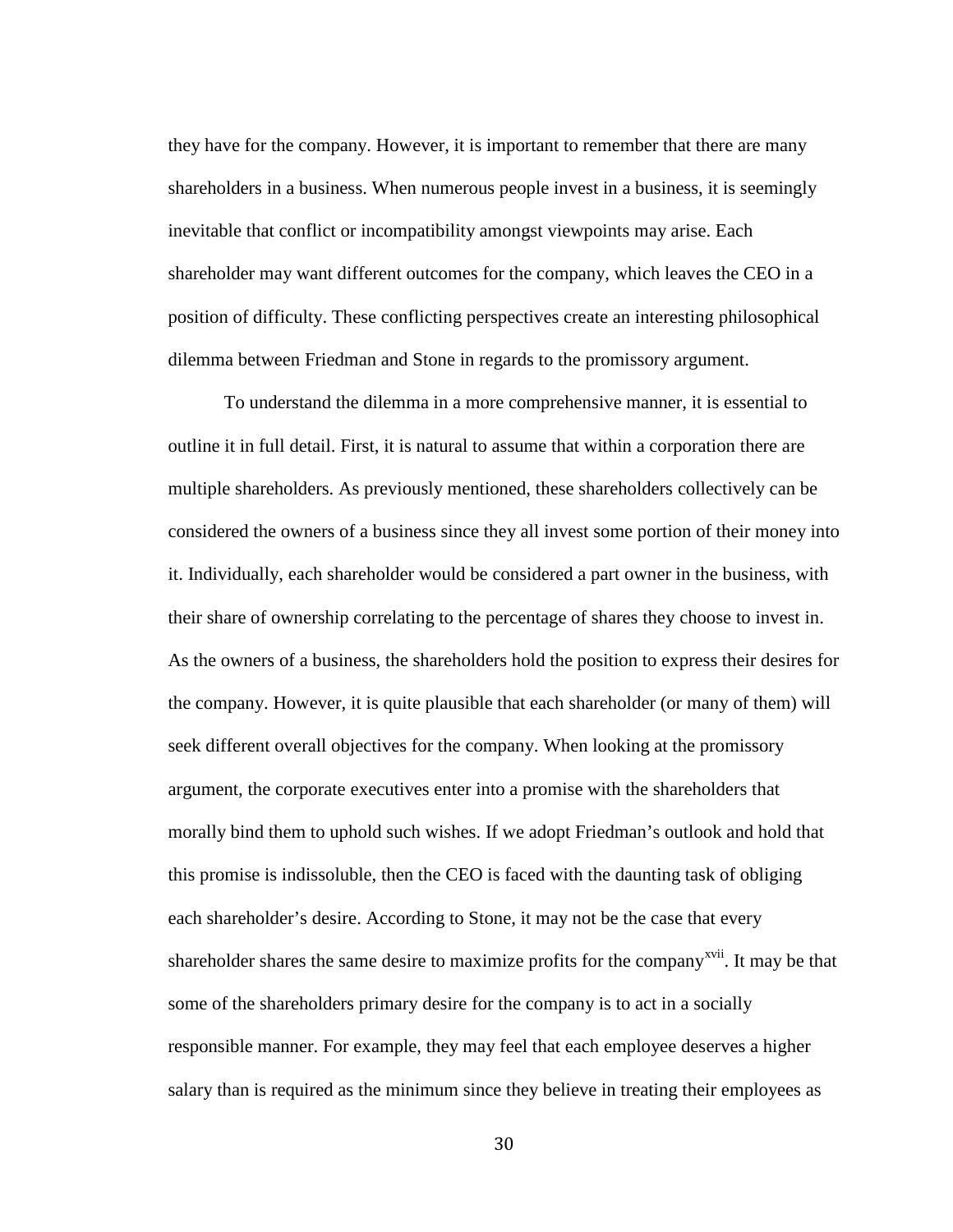they have for the company. However, it is important to remember that there are many shareholders in a business. When numerous people invest in a business, it is seemingly inevitable that conflict or incompatibility amongst viewpoints may arise. Each shareholder may want different outcomes for the company, which leaves the CEO in a position of difficulty. These conflicting perspectives create an interesting philosophical dilemma between Friedman and Stone in regards to the promissory argument.

To understand the dilemma in a more comprehensive manner, it is essential to outline it in full detail. First, it is natural to assume that within a corporation there are multiple shareholders. As previously mentioned, these shareholders collectively can be considered the owners of a business since they all invest some portion of their money into it. Individually, each shareholder would be considered a part owner in the business, with their share of ownership correlating to the percentage of shares they choose to invest in. As the owners of a business, the shareholders hold the position to express their desires for the company. However, it is quite plausible that each shareholder (or many of them) will seek different overall objectives for the company. When looking at the promissory argument, the corporate executives enter into a promise with the shareholders that morally bind them to uphold such wishes. If we adopt Friedman's outlook and hold that this promise is indissoluble, then the CEO is faced with the daunting task of obliging each shareholder's desire. According to Stone, it may not be the case that every shareholder shares the same desire to maximize profits for the company[xvii]. It may be that some of the shareholders primary desire for the company is to act in a socially responsible manner. For example, they may feel that each employee deserves a higher salary than is required as the minimum since they believe in treating their employees as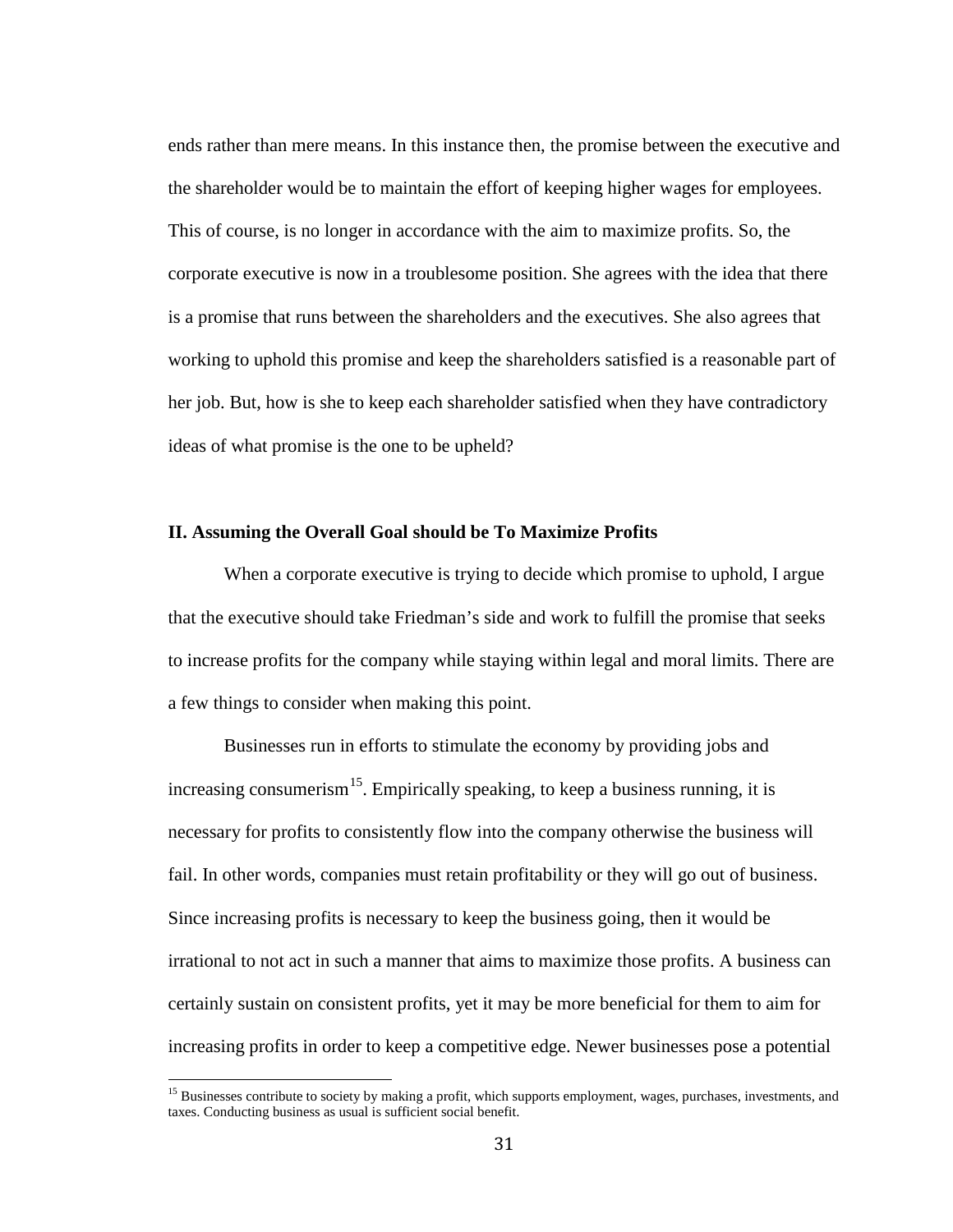ends rather than mere means. In this instance then, the promise between the executive and the shareholder would be to maintain the effort of keeping higher wages for employees. This of course, is no longer in accordance with the aim to maximize profits. So, the corporate executive is now in a troublesome position. She agrees with the idea that there is a promise that runs between the shareholders and the executives. She also agrees that working to uphold this promise and keep the shareholders satisfied is a reasonable part of her job. But, how is she to keep each shareholder satisfied when they have contradictory ideas of what promise is the one to be upheld?

### II. Assuming the Overall Goal should be To Maximize Profits

When a corporate executive is trying to decide which promise to uphold, I argue that the executive should take Friedman's side and work to fulfill the promise that seeks to increase profits for the company while staying within legal and moral limits. There are a few things to consider when making this point.

Businesses run in efforts to stimulate the economy by providing jobs and increasing consumerism[15]. Empirically speaking, to keep a business running, it is necessary for profits to consistently flow into the company otherwise the business will fail. In other words, companies must retain profitability or they will go out of business. Since increasing profits is necessary to keep the business going, then it would be irrational to not act in such a manner that aims to maximize those profits. A business can certainly sustain on consistent profits, yet it may be more beneficial for them to aim for increasing profits in order to keep a competitive edge. Newer businesses pose a potential

[15] Businesses contribute to society by making a profit, which supports employment, wages, purchases, investments, and taxes. Conducting business as usual is sufficient social benefit.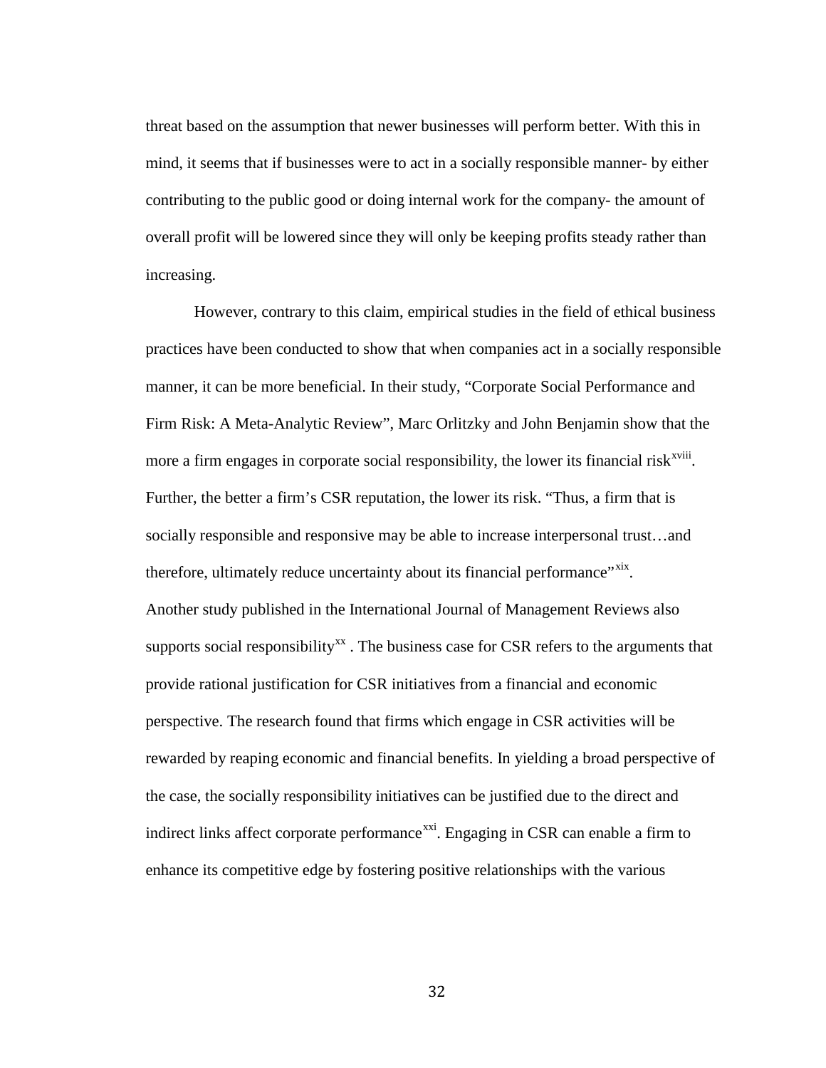threat based on the assumption that newer businesses will perform better. With this in mind, it seems that if businesses were to act in a socially responsible manner- by either contributing to the public good or doing internal work for the company- the amount of overall profit will be lowered since they will only be keeping profits steady rather than increasing.

However, contrary to this claim, empirical studies in the field of ethical business practices have been conducted to show that when companies act in a socially responsible manner, it can be more beneficial. In their study, "Corporate Social Performance and Firm Risk: A Meta-Analytic Review", Marc Orlitzky and John Benjamin show that the more a firm engages in corporate social responsibility, the lower its financial risk[xviii]. Further, the better a firm's CSR reputation, the lower its risk. "Thus, a firm that is socially responsible and responsive may be able to increase interpersonal trust…and therefore, ultimately reduce uncertainty about its financial performance"[xix]. Another study published in the International Journal of Management Reviews also supports social responsibility[xx] . The business case for CSR refers to the arguments that provide rational justification for CSR initiatives from a financial and economic perspective. The research found that firms which engage in CSR activities will be rewarded by reaping economic and financial benefits. In yielding a broad perspective of the case, the socially responsibility initiatives can be justified due to the direct and indirect links affect corporate performance[xxi]. Engaging in CSR can enable a firm to enhance its competitive edge by fostering positive relationships with the various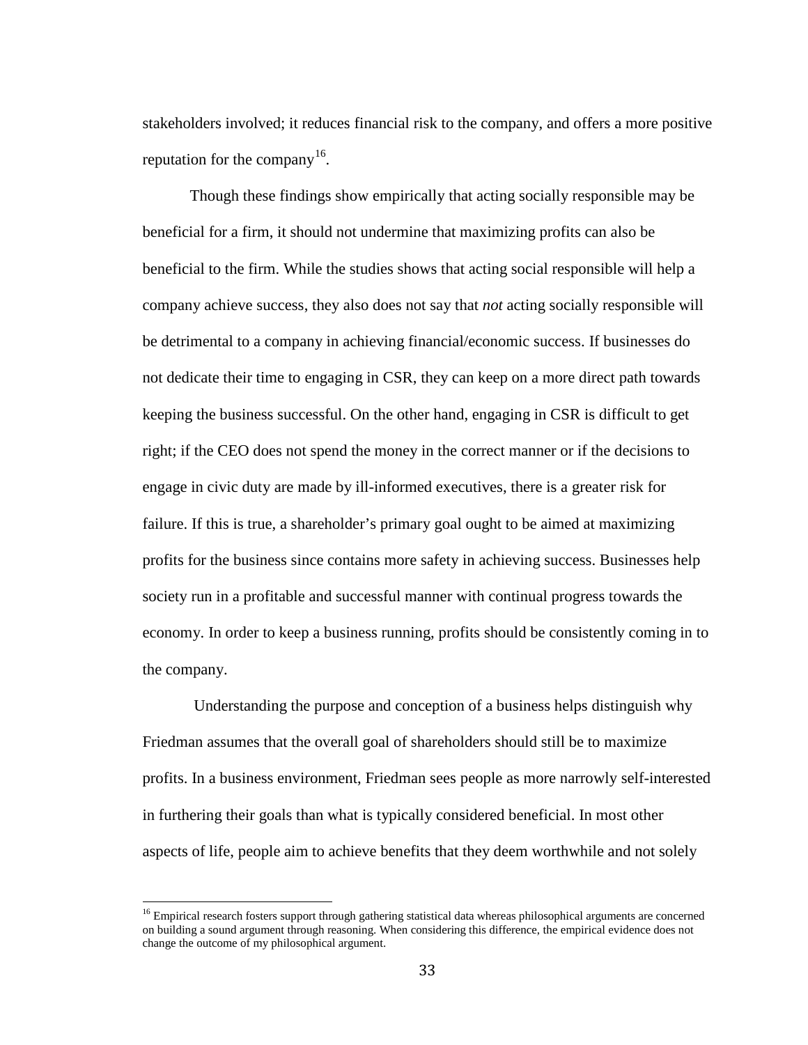stakeholders involved; it reduces financial risk to the company, and offers a more positive reputation for the company[16].

Though these findings show empirically that acting socially responsible may be beneficial for a firm, it should not undermine that maximizing profits can also be beneficial to the firm. While the studies shows that acting social responsible will help a company achieve success, they also does not say that *not* acting socially responsible will be detrimental to a company in achieving financial/economic success. If businesses do not dedicate their time to engaging in CSR, they can keep on a more direct path towards keeping the business successful. On the other hand, engaging in CSR is difficult to get right; if the CEO does not spend the money in the correct manner or if the decisions to engage in civic duty are made by ill-informed executives, there is a greater risk for failure. If this is true, a shareholder's primary goal ought to be aimed at maximizing profits for the business since contains more safety in achieving success. Businesses help society run in a profitable and successful manner with continual progress towards the economy. In order to keep a business running, profits should be consistently coming in to the company.

Understanding the purpose and conception of a business helps distinguish why Friedman assumes that the overall goal of shareholders should still be to maximize profits. In a business environment, Friedman sees people as more narrowly self-interested in furthering their goals than what is typically considered beneficial. In most other aspects of life, people aim to achieve benefits that they deem worthwhile and not solely

[16] Empirical research fosters support through gathering statistical data whereas philosophical arguments are concerned on building a sound argument through reasoning. When considering this difference, the empirical evidence does not change the outcome of my philosophical argument.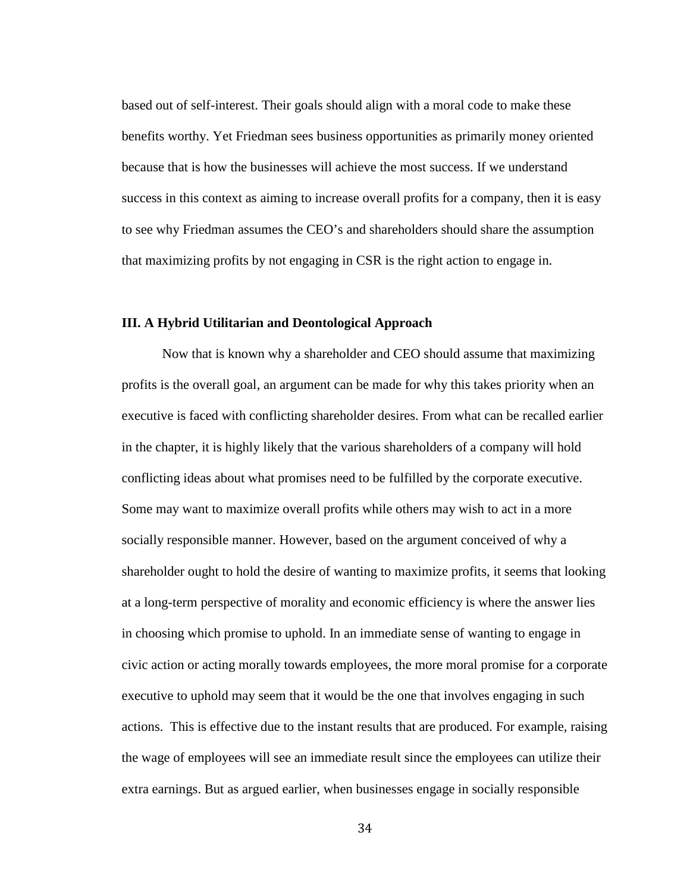based out of self-interest. Their goals should align with a moral code to make these benefits worthy. Yet Friedman sees business opportunities as primarily money oriented because that is how the businesses will achieve the most success. If we understand success in this context as aiming to increase overall profits for a company, then it is easy to see why Friedman assumes the CEO's and shareholders should share the assumption that maximizing profits by not engaging in CSR is the right action to engage in.

### III. A Hybrid Utilitarian and Deontological Approach

Now that is known why a shareholder and CEO should assume that maximizing profits is the overall goal, an argument can be made for why this takes priority when an executive is faced with conflicting shareholder desires. From what can be recalled earlier in the chapter, it is highly likely that the various shareholders of a company will hold conflicting ideas about what promises need to be fulfilled by the corporate executive. Some may want to maximize overall profits while others may wish to act in a more socially responsible manner. However, based on the argument conceived of why a shareholder ought to hold the desire of wanting to maximize profits, it seems that looking at a long-term perspective of morality and economic efficiency is where the answer lies in choosing which promise to uphold. In an immediate sense of wanting to engage in civic action or acting morally towards employees, the more moral promise for a corporate executive to uphold may seem that it would be the one that involves engaging in such actions. This is effective due to the instant results that are produced. For example, raising the wage of employees will see an immediate result since the employees can utilize their extra earnings. But as argued earlier, when businesses engage in socially responsible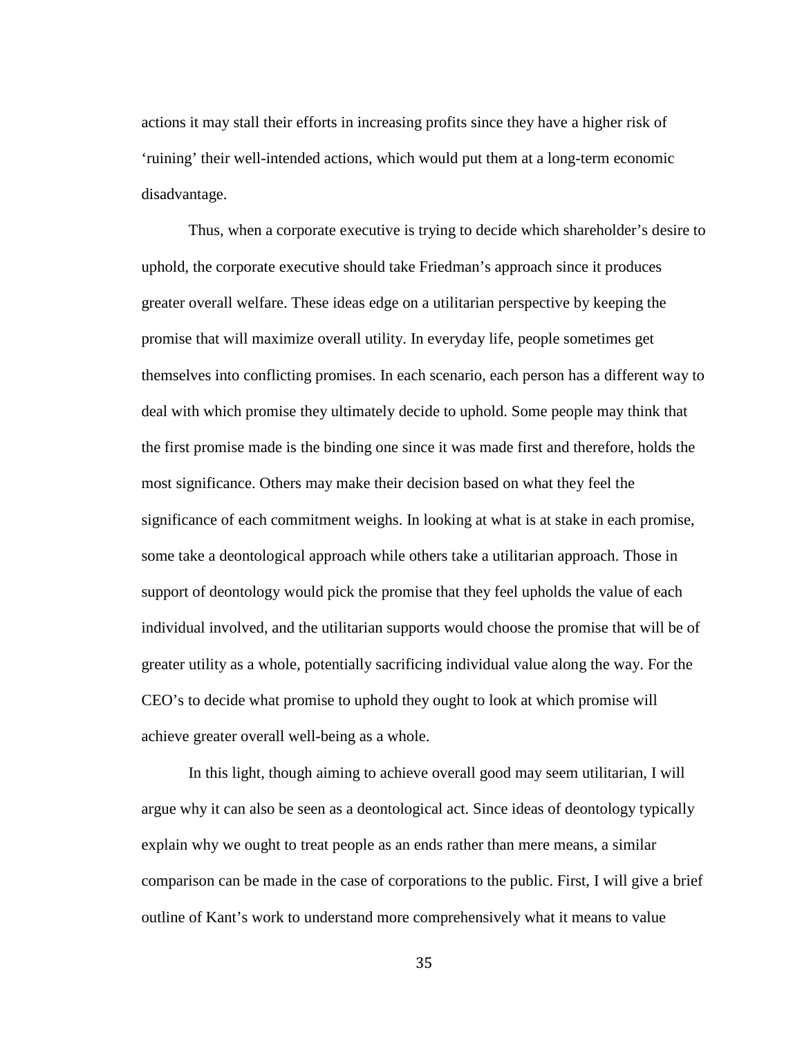actions it may stall their efforts in increasing profits since they have a higher risk of 'ruining' their well-intended actions, which would put them at a long-term economic disadvantage.

Thus, when a corporate executive is trying to decide which shareholder's desire to uphold, the corporate executive should take Friedman's approach since it produces greater overall welfare. These ideas edge on a utilitarian perspective by keeping the promise that will maximize overall utility. In everyday life, people sometimes get themselves into conflicting promises. In each scenario, each person has a different way to deal with which promise they ultimately decide to uphold. Some people may think that the first promise made is the binding one since it was made first and therefore, holds the most significance. Others may make their decision based on what they feel the significance of each commitment weighs. In looking at what is at stake in each promise, some take a deontological approach while others take a utilitarian approach. Those in support of deontology would pick the promise that they feel upholds the value of each individual involved, and the utilitarian supports would choose the promise that will be of greater utility as a whole, potentially sacrificing individual value along the way. For the CEO's to decide what promise to uphold they ought to look at which promise will achieve greater overall well-being as a whole.

In this light, though aiming to achieve overall good may seem utilitarian, I will argue why it can also be seen as a deontological act. Since ideas of deontology typically explain why we ought to treat people as an ends rather than mere means, a similar comparison can be made in the case of corporations to the public. First, I will give a brief outline of Kant's work to understand more comprehensively what it means to value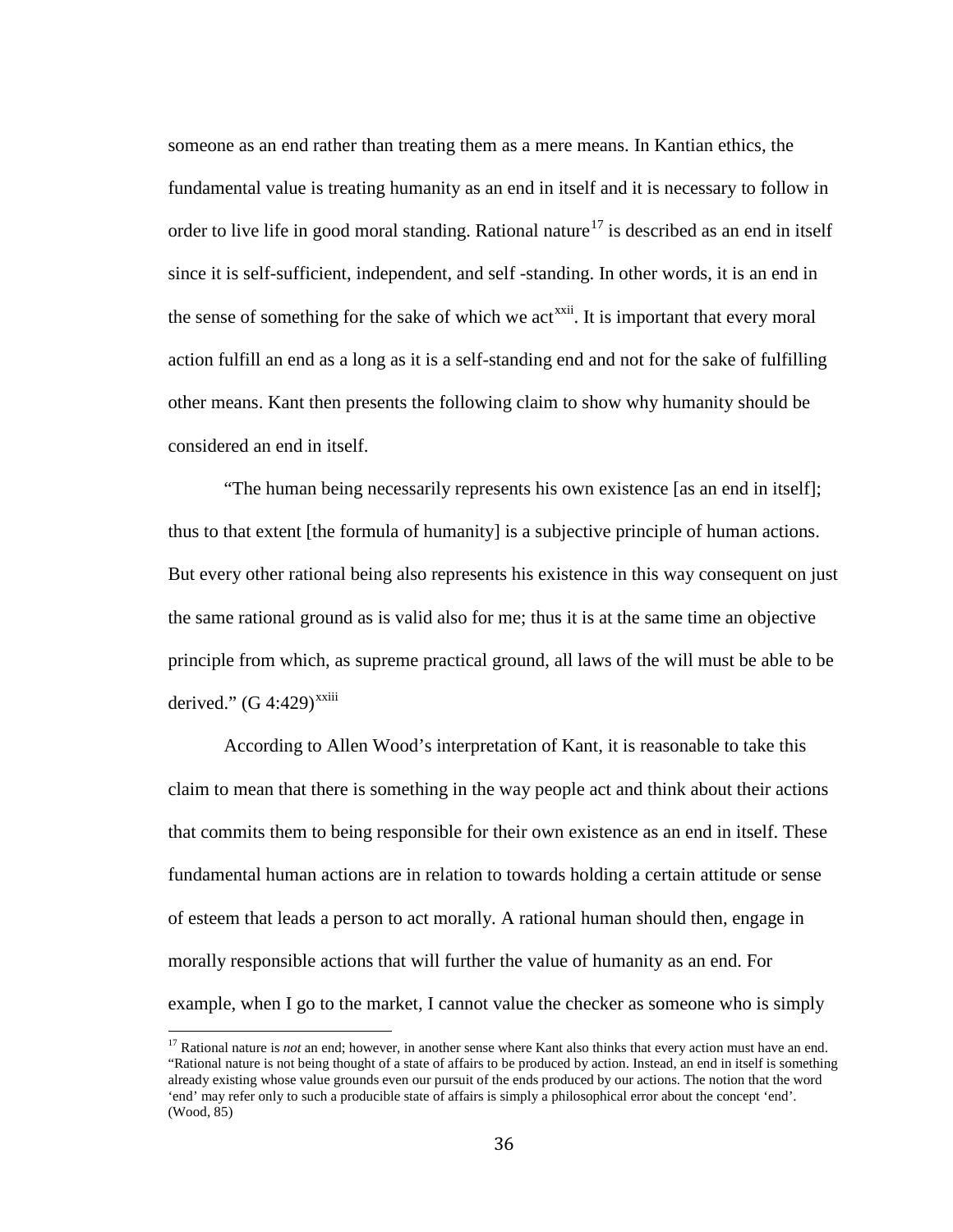someone as an end rather than treating them as a mere means. In Kantian ethics, the fundamental value is treating humanity as an end in itself and it is necessary to follow in order to live life in good moral standing. Rational nature[17] is described as an end in itself since it is self-sufficient, independent, and self -standing. In other words, it is an end in the sense of something for the sake of which we act[xxii]. It is important that every moral action fulfill an end as a long as it is a self-standing end and not for the sake of fulfilling other means. Kant then presents the following claim to show why humanity should be considered an end in itself.

"The human being necessarily represents his own existence [as an end in itself]; thus to that extent [the formula of humanity] is a subjective principle of human actions. But every other rational being also represents his existence in this way consequent on just the same rational ground as is valid also for me; thus it is at the same time an objective principle from which, as supreme practical ground, all laws of the will must be able to be derived." (G 4:429)[xxiii]

According to Allen Wood's interpretation of Kant, it is reasonable to take this claim to mean that there is something in the way people act and think about their actions that commits them to being responsible for their own existence as an end in itself. These fundamental human actions are in relation to towards holding a certain attitude or sense of esteem that leads a person to act morally. A rational human should then, engage in morally responsible actions that will further the value of humanity as an end. For example, when I go to the market, I cannot value the checker as someone who is simply

[17] Rational nature is *not* an end; however, in another sense where Kant also thinks that every action must have an end. "Rational nature is not being thought of a state of affairs to be produced by action. Instead, an end in itself is something already existing whose value grounds even our pursuit of the ends produced by our actions. The notion that the word 'end' may refer only to such a producible state of affairs is simply a philosophical error about the concept 'end'. (Wood, 85)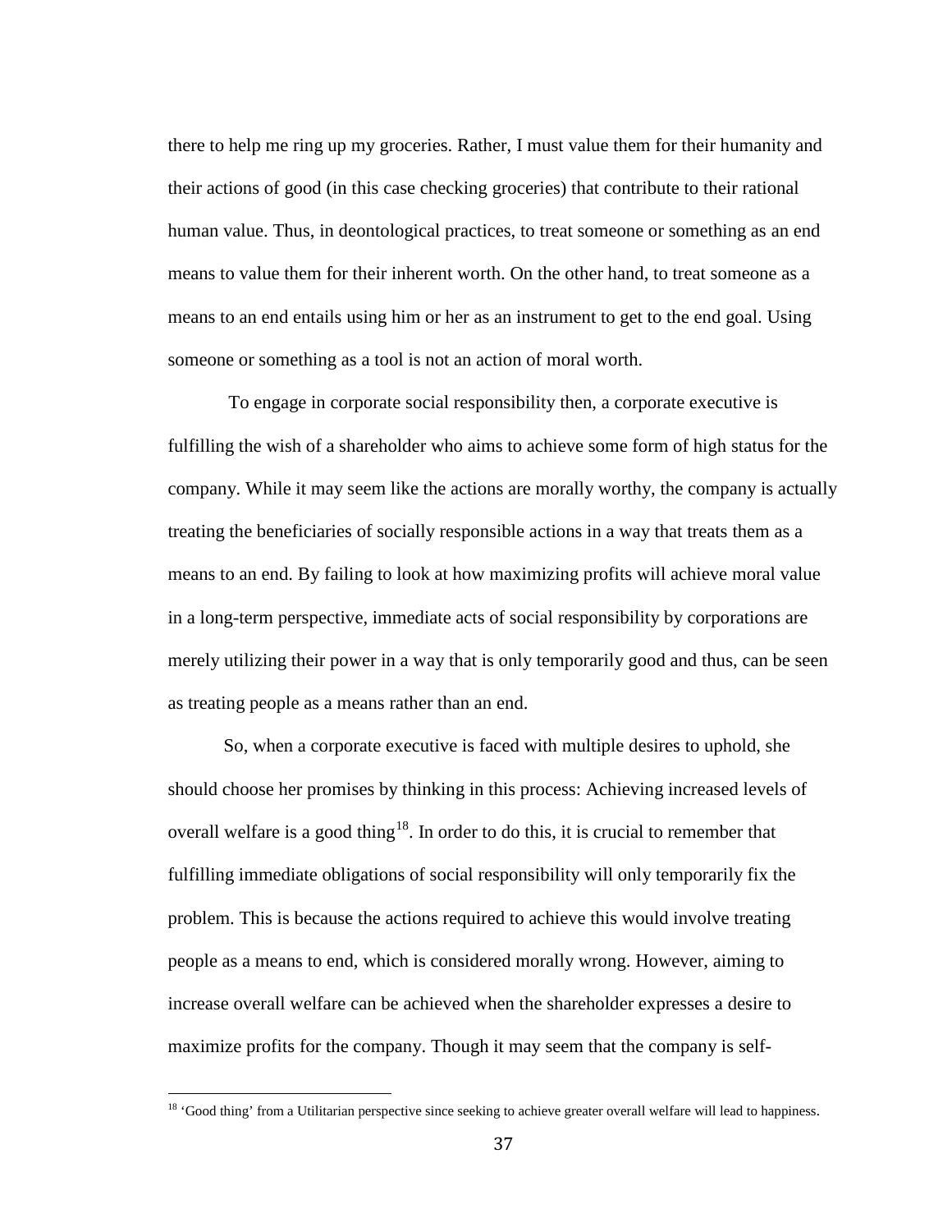there to help me ring up my groceries. Rather, I must value them for their humanity and their actions of good (in this case checking groceries) that contribute to their rational human value. Thus, in deontological practices, to treat someone or something as an end means to value them for their inherent worth. On the other hand, to treat someone as a means to an end entails using him or her as an instrument to get to the end goal. Using someone or something as a tool is not an action of moral worth.

To engage in corporate social responsibility then, a corporate executive is fulfilling the wish of a shareholder who aims to achieve some form of high status for the company. While it may seem like the actions are morally worthy, the company is actually treating the beneficiaries of socially responsible actions in a way that treats them as a means to an end. By failing to look at how maximizing profits will achieve moral value in a long-term perspective, immediate acts of social responsibility by corporations are merely utilizing their power in a way that is only temporarily good and thus, can be seen as treating people as a means rather than an end.

So, when a corporate executive is faced with multiple desires to uphold, she should choose her promises by thinking in this process: Achieving increased levels of overall welfare is a good thing[18]. In order to do this, it is crucial to remember that fulfilling immediate obligations of social responsibility will only temporarily fix the problem. This is because the actions required to achieve this would involve treating people as a means to end, which is considered morally wrong. However, aiming to increase overall welfare can be achieved when the shareholder expresses a desire to maximize profits for the company. Though it may seem that the company is self-

[18] 'Good thing' from a Utilitarian perspective since seeking to achieve greater overall welfare will lead to happiness.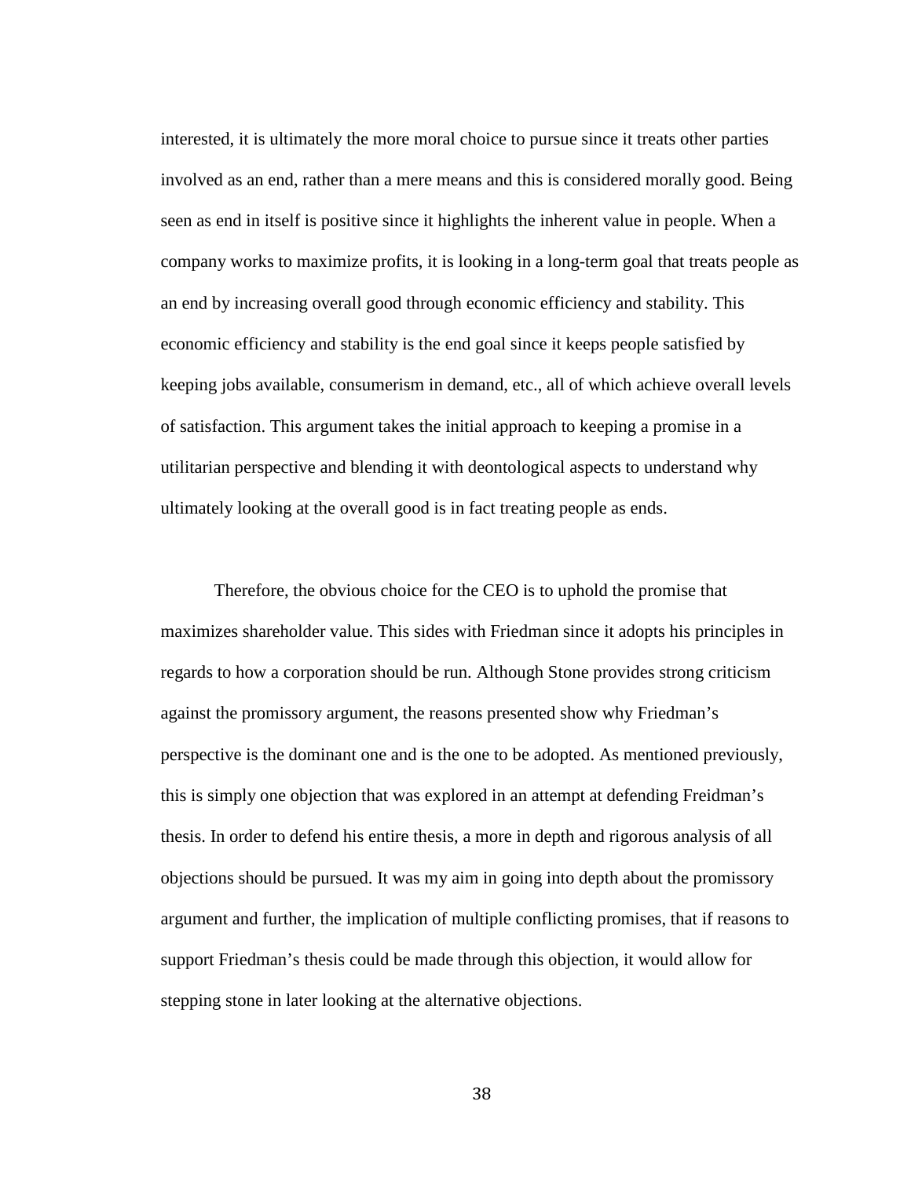interested, it is ultimately the more moral choice to pursue since it treats other parties involved as an end, rather than a mere means and this is considered morally good. Being seen as end in itself is positive since it highlights the inherent value in people. When a company works to maximize profits, it is looking in a long-term goal that treats people as an end by increasing overall good through economic efficiency and stability. This economic efficiency and stability is the end goal since it keeps people satisfied by keeping jobs available, consumerism in demand, etc., all of which achieve overall levels of satisfaction. This argument takes the initial approach to keeping a promise in a utilitarian perspective and blending it with deontological aspects to understand why ultimately looking at the overall good is in fact treating people as ends.

Therefore, the obvious choice for the CEO is to uphold the promise that maximizes shareholder value. This sides with Friedman since it adopts his principles in regards to how a corporation should be run. Although Stone provides strong criticism against the promissory argument, the reasons presented show why Friedman's perspective is the dominant one and is the one to be adopted. As mentioned previously, this is simply one objection that was explored in an attempt at defending Freidman's thesis. In order to defend his entire thesis, a more in depth and rigorous analysis of all objections should be pursued. It was my aim in going into depth about the promissory argument and further, the implication of multiple conflicting promises, that if reasons to support Friedman's thesis could be made through this objection, it would allow for stepping stone in later looking at the alternative objections.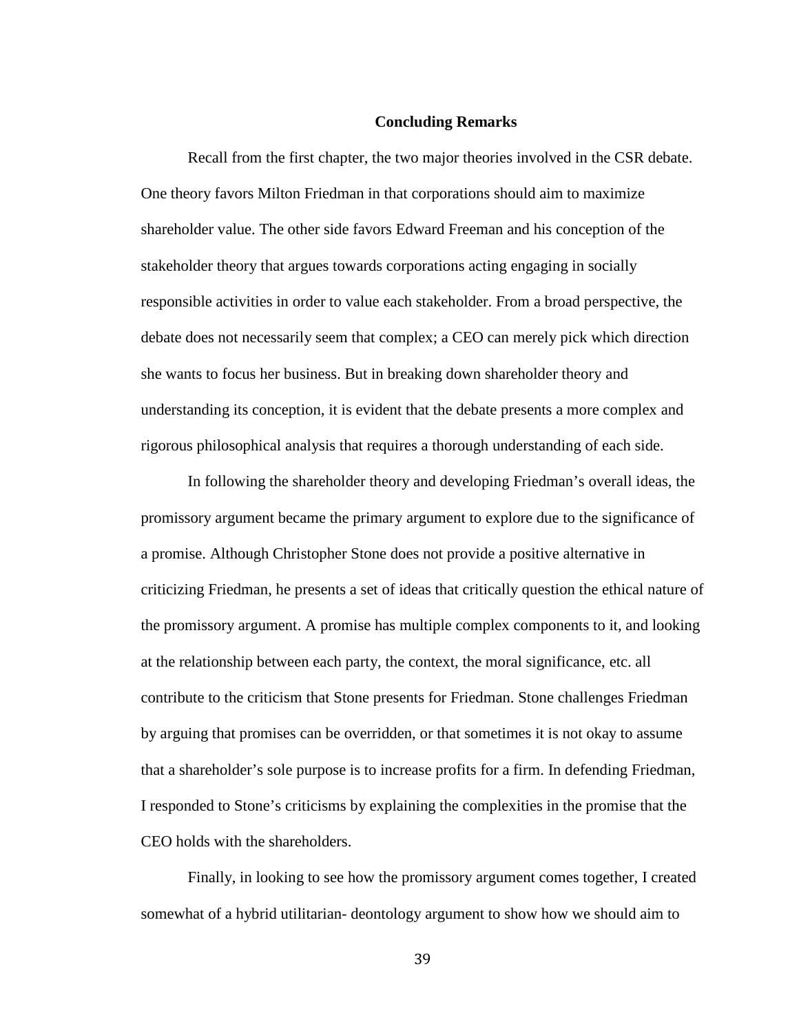## Concluding Remarks

Recall from the first chapter, the two major theories involved in the CSR debate. One theory favors Milton Friedman in that corporations should aim to maximize shareholder value. The other side favors Edward Freeman and his conception of the stakeholder theory that argues towards corporations acting engaging in socially responsible activities in order to value each stakeholder. From a broad perspective, the debate does not necessarily seem that complex; a CEO can merely pick which direction she wants to focus her business. But in breaking down shareholder theory and understanding its conception, it is evident that the debate presents a more complex and rigorous philosophical analysis that requires a thorough understanding of each side.

In following the shareholder theory and developing Friedman's overall ideas, the promissory argument became the primary argument to explore due to the significance of a promise. Although Christopher Stone does not provide a positive alternative in criticizing Friedman, he presents a set of ideas that critically question the ethical nature of the promissory argument. A promise has multiple complex components to it, and looking at the relationship between each party, the context, the moral significance, etc. all contribute to the criticism that Stone presents for Friedman. Stone challenges Friedman by arguing that promises can be overridden, or that sometimes it is not okay to assume that a shareholder's sole purpose is to increase profits for a firm. In defending Friedman, I responded to Stone's criticisms by explaining the complexities in the promise that the CEO holds with the shareholders.

Finally, in looking to see how the promissory argument comes together, I created somewhat of a hybrid utilitarian- deontology argument to show how we should aim to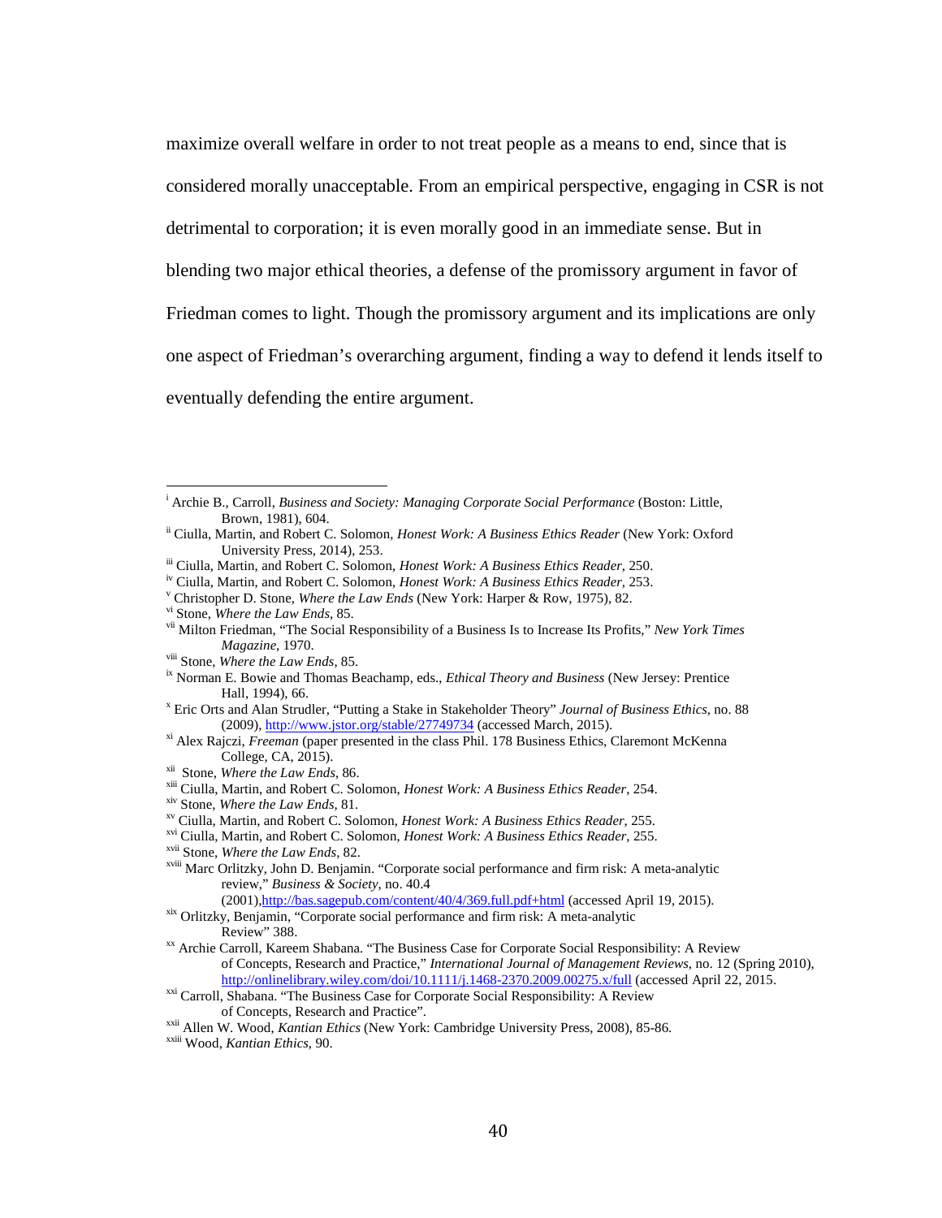maximize overall welfare in order to not treat people as a means to end, since that is considered morally unacceptable. From an empirical perspective, engaging in CSR is not detrimental to corporation; it is even morally good in an immediate sense. But in blending two major ethical theories, a defense of the promissory argument in favor of Friedman comes to light. Though the promissory argument and its implications are only one aspect of Friedman's overarching argument, finding a way to defend it lends itself to eventually defending the entire argument.

---

[i] Archie B., Carroll, *Business and Society: Managing Corporate Social Performance* (Boston: Little, Brown, 1981), 604.

[ii] Ciulla, Martin, and Robert C. Solomon, *Honest Work: A Business Ethics Reader* (New York: Oxford University Press, 2014), 253.

[iii] Ciulla, Martin, and Robert C. Solomon, *Honest Work: A Business Ethics Reader*, 250.

[iv] Ciulla, Martin, and Robert C. Solomon, *Honest Work: A Business Ethics Reader*, 253.

[v] Christopher D. Stone, *Where the Law Ends* (New York: Harper & Row, 1975), 82.

[vi] Stone, *Where the Law Ends*, 85.

[vii] Milton Friedman, "The Social Responsibility of a Business Is to Increase Its Profits," *New York Times Magazine*, 1970.

[viii] Stone, *Where the Law Ends*, 85.

[ix] Norman E. Bowie and Thomas Beachamp, eds., *Ethical Theory and Business* (New Jersey: Prentice Hall, 1994), 66.

[x] Eric Orts and Alan Strudler, "Putting a Stake in Stakeholder Theory" *Journal of Business Ethics*, no. 88 (2009), http://www.jstor.org/stable/27749734 (accessed March, 2015).

[xi] Alex Rajczi, *Freeman* (paper presented in the class Phil. 178 Business Ethics, Claremont McKenna College, CA, 2015).

[xii] Stone, *Where the Law Ends*, 86.

[xiii] Ciulla, Martin, and Robert C. Solomon, *Honest Work: A Business Ethics Reader*, 254.

[xiv] Stone, *Where the Law Ends*, 81.

[xv] Ciulla, Martin, and Robert C. Solomon, *Honest Work: A Business Ethics Reader*, 255.

[xvi] Ciulla, Martin, and Robert C. Solomon, *Honest Work: A Business Ethics Reader*, 255.

[xvii] Stone, *Where the Law Ends*, 82.

[xviii] Marc Orlitzky, John D. Benjamin. "Corporate social performance and firm risk: A meta-analytic review," *Business & Society*, no. 40.4 (2001),http://bas.sagepub.com/content/40/4/369.full.pdf+html (accessed April 19, 2015).

[xix] Orlitzky, Benjamin, "Corporate social performance and firm risk: A meta-analytic Review" 388.

[xx] Archie Carroll, Kareem Shabana. "The Business Case for Corporate Social Responsibility: A Review of Concepts, Research and Practice," *International Journal of Management Reviews*, no. 12 (Spring 2010), http://onlinelibrary.wiley.com/doi/10.1111/j.1468-2370.2009.00275.x/full (accessed April 22, 2015.

[xxi] Carroll, Shabana. "The Business Case for Corporate Social Responsibility: A Review of Concepts, Research and Practice".

[xxii] Allen W. Wood, *Kantian Ethics* (New York: Cambridge University Press, 2008), 85-86.

[xxiii] Wood, *Kantian Ethics*, 90.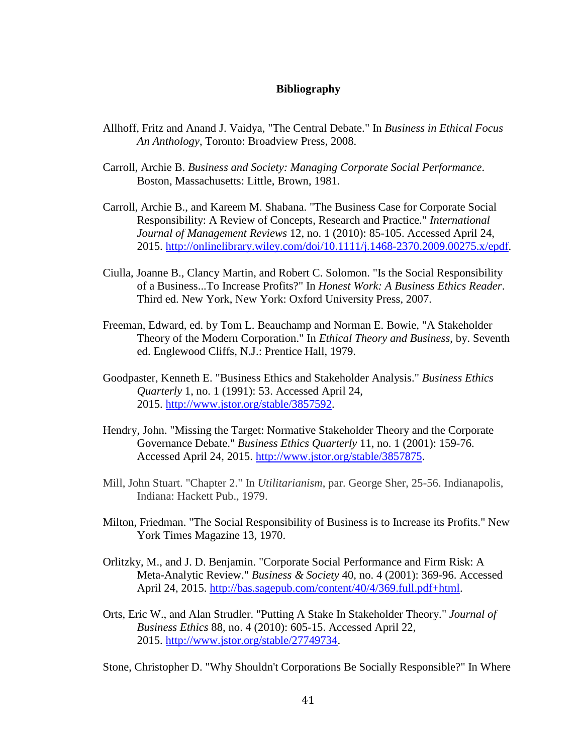**Bibliography**

Allhoff, Fritz and Anand J. Vaidya, "The Central Debate." In *Business in Ethical Focus An Anthology*, Toronto: Broadview Press, 2008.

Carroll, Archie B. *Business and Society: Managing Corporate Social Performance*. Boston, Massachusetts: Little, Brown, 1981.

Carroll, Archie B., and Kareem M. Shabana. "The Business Case for Corporate Social Responsibility: A Review of Concepts, Research and Practice." *International Journal of Management Reviews* 12, no. 1 (2010): 85-105. Accessed April 24, 2015. http://onlinelibrary.wiley.com/doi/10.1111/j.1468-2370.2009.00275.x/epdf.

Ciulla, Joanne B., Clancy Martin, and Robert C. Solomon. "Is the Social Responsibility of a Business...To Increase Profits?" In *Honest Work: A Business Ethics Reader*. Third ed. New York, New York: Oxford University Press, 2007.

Freeman, Edward, ed. by Tom L. Beauchamp and Norman E. Bowie, "A Stakeholder Theory of the Modern Corporation." In *Ethical Theory and Business*, by. Seventh ed. Englewood Cliffs, N.J.: Prentice Hall, 1979.

Goodpaster, Kenneth E. "Business Ethics and Stakeholder Analysis." *Business Ethics Quarterly* 1, no. 1 (1991): 53. Accessed April 24, 2015. http://www.jstor.org/stable/3857592.

Hendry, John. "Missing the Target: Normative Stakeholder Theory and the Corporate Governance Debate." *Business Ethics Quarterly* 11, no. 1 (2001): 159-76. Accessed April 24, 2015. http://www.jstor.org/stable/3857875.

Mill, John Stuart. "Chapter 2." In *Utilitarianism*, par. George Sher, 25-56. Indianapolis, Indiana: Hackett Pub., 1979.

Milton, Friedman. "The Social Responsibility of Business is to Increase its Profits." New York Times Magazine 13, 1970.

Orlitzky, M., and J. D. Benjamin. "Corporate Social Performance and Firm Risk: A Meta-Analytic Review." *Business & Society* 40, no. 4 (2001): 369-96. Accessed April 24, 2015. http://bas.sagepub.com/content/40/4/369.full.pdf+html.

Orts, Eric W., and Alan Strudler. "Putting A Stake In Stakeholder Theory." *Journal of Business Ethics* 88, no. 4 (2010): 605-15. Accessed April 22, 2015. http://www.jstor.org/stable/27749734.

Stone, Christopher D. "Why Shouldn't Corporations Be Socially Responsible?" In Where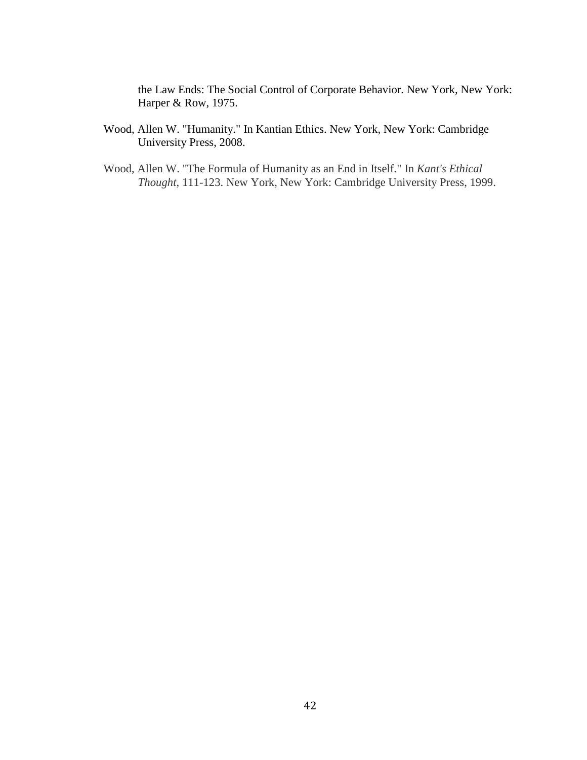the Law Ends: The Social Control of Corporate Behavior. New York, New York: Harper & Row, 1975.

Wood, Allen W. "Humanity." In Kantian Ethics. New York, New York: Cambridge University Press, 2008.

Wood, Allen W. "The Formula of Humanity as an End in Itself." In *Kant's Ethical Thought*, 111-123. New York, New York: Cambridge University Press, 1999.